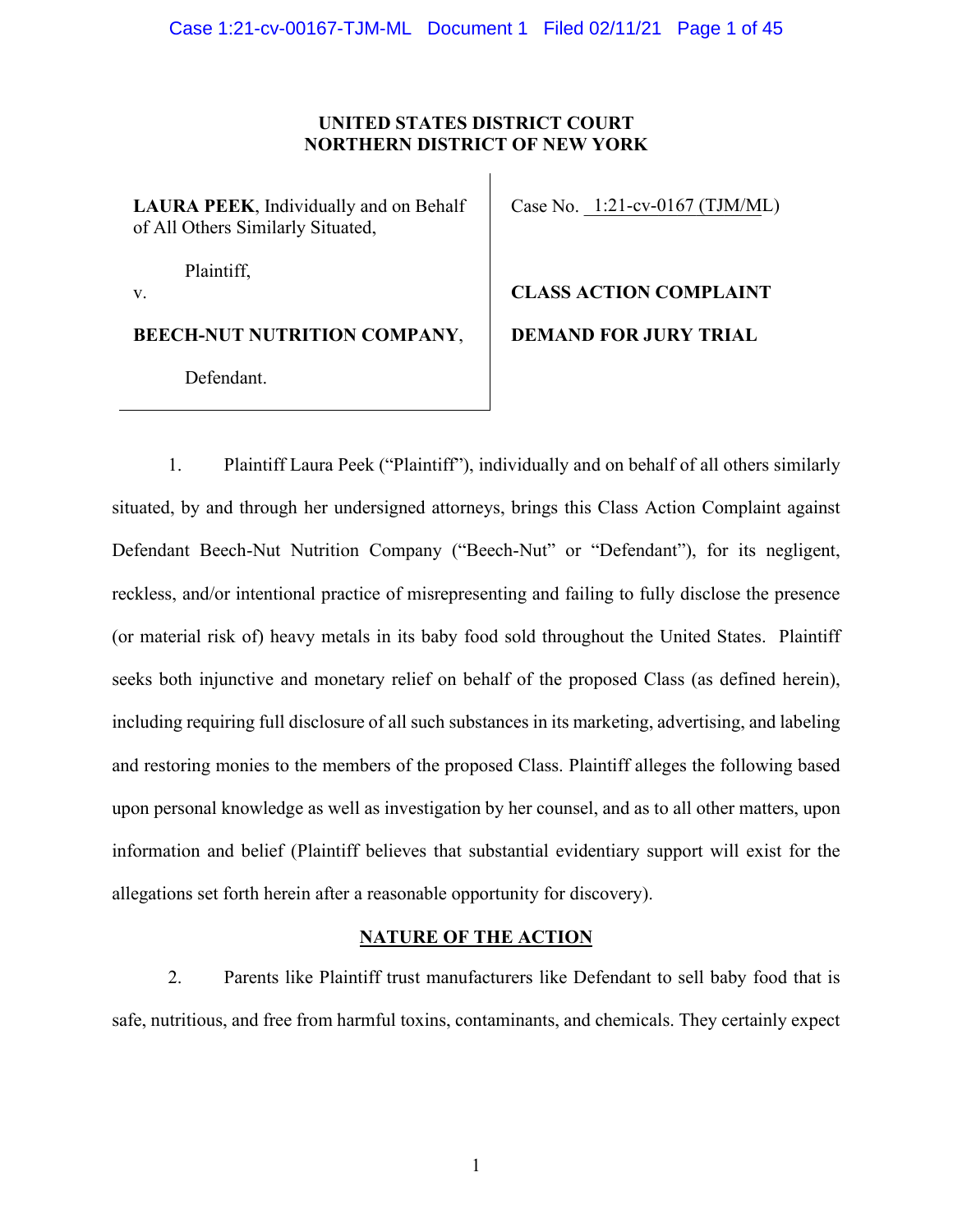**UNITED STATES DISTRICT COURT**
**NORTHERN DISTRICT OF NEW YORK**

| | |
|---|---|
| **LAURA PEEK**, Individually and on Behalf of All Others Similarly Situated,<br><br>Plaintiff,<br><br>v.<br><br>**BEECH-NUT NUTRITION COMPANY**,<br><br>Defendant. | Case No. 1:21-cv-0167 (TJM/ML)<br><br>**CLASS ACTION COMPLAINT**<br><br>**DEMAND FOR JURY TRIAL** |

1. Plaintiff Laura Peek ("Plaintiff"), individually and on behalf of all others similarly situated, by and through her undersigned attorneys, brings this Class Action Complaint against Defendant Beech-Nut Nutrition Company ("Beech-Nut" or "Defendant"), for its negligent, reckless, and/or intentional practice of misrepresenting and failing to fully disclose the presence (or material risk of) heavy metals in its baby food sold throughout the United States. Plaintiff seeks both injunctive and monetary relief on behalf of the proposed Class (as defined herein), including requiring full disclosure of all such substances in its marketing, advertising, and labeling and restoring monies to the members of the proposed Class. Plaintiff alleges the following based upon personal knowledge as well as investigation by her counsel, and as to all other matters, upon information and belief (Plaintiff believes that substantial evidentiary support will exist for the allegations set forth herein after a reasonable opportunity for discovery).

## NATURE OF THE ACTION

2. Parents like Plaintiff trust manufacturers like Defendant to sell baby food that is safe, nutritious, and free from harmful toxins, contaminants, and chemicals. They certainly expect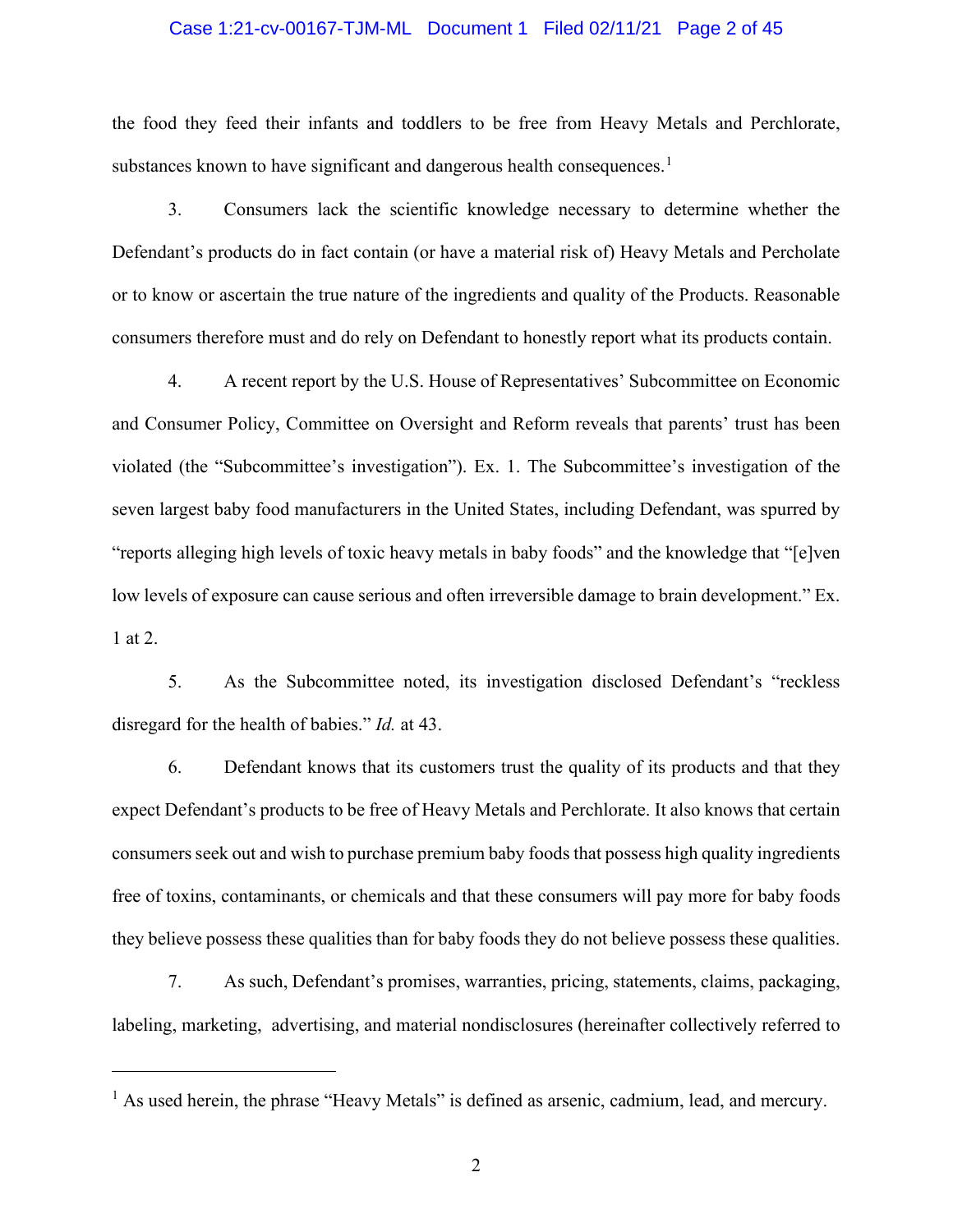the food they feed their infants and toddlers to be free from Heavy Metals and Perchlorate, substances known to have significant and dangerous health consequences.[1]

3. Consumers lack the scientific knowledge necessary to determine whether the Defendant's products do in fact contain (or have a material risk of) Heavy Metals and Percholate or to know or ascertain the true nature of the ingredients and quality of the Products. Reasonable consumers therefore must and do rely on Defendant to honestly report what its products contain.

4. A recent report by the U.S. House of Representatives' Subcommittee on Economic and Consumer Policy, Committee on Oversight and Reform reveals that parents' trust has been violated (the "Subcommittee's investigation"). Ex. 1. The Subcommittee's investigation of the seven largest baby food manufacturers in the United States, including Defendant, was spurred by "reports alleging high levels of toxic heavy metals in baby foods" and the knowledge that "[e]ven low levels of exposure can cause serious and often irreversible damage to brain development." Ex. 1 at 2.

5. As the Subcommittee noted, its investigation disclosed Defendant's "reckless disregard for the health of babies." *Id.* at 43.

6. Defendant knows that its customers trust the quality of its products and that they expect Defendant's products to be free of Heavy Metals and Perchlorate. It also knows that certain consumers seek out and wish to purchase premium baby foods that possess high quality ingredients free of toxins, contaminants, or chemicals and that these consumers will pay more for baby foods they believe possess these qualities than for baby foods they do not believe possess these qualities.

7. As such, Defendant's promises, warranties, pricing, statements, claims, packaging, labeling, marketing, advertising, and material nondisclosures (hereinafter collectively referred to

---

[1] As used herein, the phrase "Heavy Metals" is defined as arsenic, cadmium, lead, and mercury.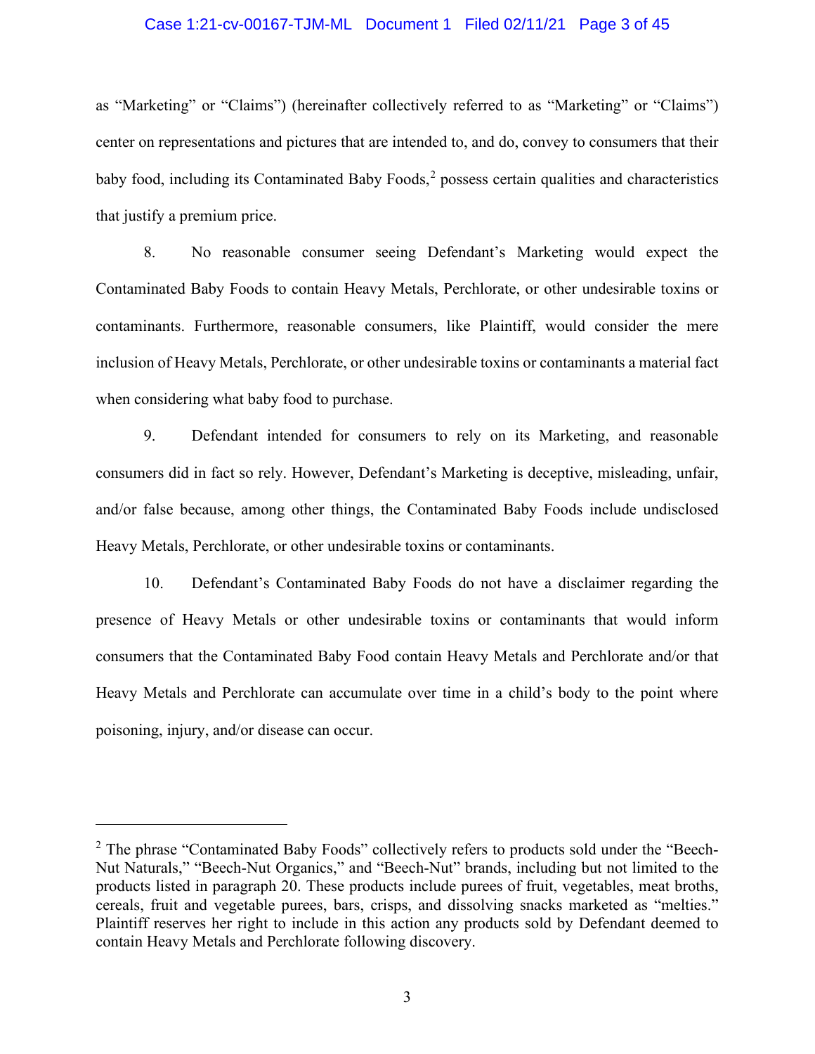as "Marketing" or "Claims") (hereinafter collectively referred to as "Marketing" or "Claims") center on representations and pictures that are intended to, and do, convey to consumers that their baby food, including its Contaminated Baby Foods,[2] possess certain qualities and characteristics that justify a premium price.

8. No reasonable consumer seeing Defendant's Marketing would expect the Contaminated Baby Foods to contain Heavy Metals, Perchlorate, or other undesirable toxins or contaminants. Furthermore, reasonable consumers, like Plaintiff, would consider the mere inclusion of Heavy Metals, Perchlorate, or other undesirable toxins or contaminants a material fact when considering what baby food to purchase.

9. Defendant intended for consumers to rely on its Marketing, and reasonable consumers did in fact so rely. However, Defendant's Marketing is deceptive, misleading, unfair, and/or false because, among other things, the Contaminated Baby Foods include undisclosed Heavy Metals, Perchlorate, or other undesirable toxins or contaminants.

10. Defendant's Contaminated Baby Foods do not have a disclaimer regarding the presence of Heavy Metals or other undesirable toxins or contaminants that would inform consumers that the Contaminated Baby Food contain Heavy Metals and Perchlorate and/or that Heavy Metals and Perchlorate can accumulate over time in a child's body to the point where poisoning, injury, and/or disease can occur.

---

[2] The phrase "Contaminated Baby Foods" collectively refers to products sold under the "Beech-Nut Naturals," "Beech-Nut Organics," and "Beech-Nut" brands, including but not limited to the products listed in paragraph 20. These products include purees of fruit, vegetables, meat broths, cereals, fruit and vegetable purees, bars, crisps, and dissolving snacks marketed as "melties." Plaintiff reserves her right to include in this action any products sold by Defendant deemed to contain Heavy Metals and Perchlorate following discovery.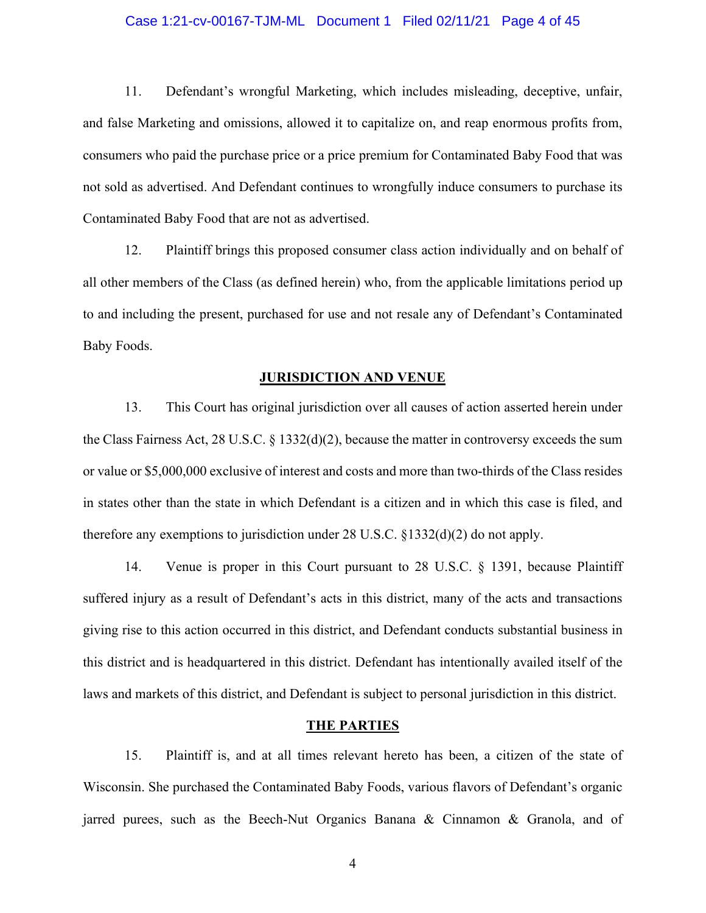11. Defendant's wrongful Marketing, which includes misleading, deceptive, unfair, and false Marketing and omissions, allowed it to capitalize on, and reap enormous profits from, consumers who paid the purchase price or a price premium for Contaminated Baby Food that was not sold as advertised. And Defendant continues to wrongfully induce consumers to purchase its Contaminated Baby Food that are not as advertised.

12. Plaintiff brings this proposed consumer class action individually and on behalf of all other members of the Class (as defined herein) who, from the applicable limitations period up to and including the present, purchased for use and not resale any of Defendant's Contaminated Baby Foods.

## JURISDICTION AND VENUE

13. This Court has original jurisdiction over all causes of action asserted herein under the Class Fairness Act, 28 U.S.C. § 1332(d)(2), because the matter in controversy exceeds the sum or value or $5,000,000 exclusive of interest and costs and more than two-thirds of the Class resides in states other than the state in which Defendant is a citizen and in which this case is filed, and therefore any exemptions to jurisdiction under 28 U.S.C. §1332(d)(2) do not apply.

14. Venue is proper in this Court pursuant to 28 U.S.C. § 1391, because Plaintiff suffered injury as a result of Defendant's acts in this district, many of the acts and transactions giving rise to this action occurred in this district, and Defendant conducts substantial business in this district and is headquartered in this district. Defendant has intentionally availed itself of the laws and markets of this district, and Defendant is subject to personal jurisdiction in this district.

## THE PARTIES

15. Plaintiff is, and at all times relevant hereto has been, a citizen of the state of Wisconsin. She purchased the Contaminated Baby Foods, various flavors of Defendant's organic jarred purees, such as the Beech-Nut Organics Banana & Cinnamon & Granola, and of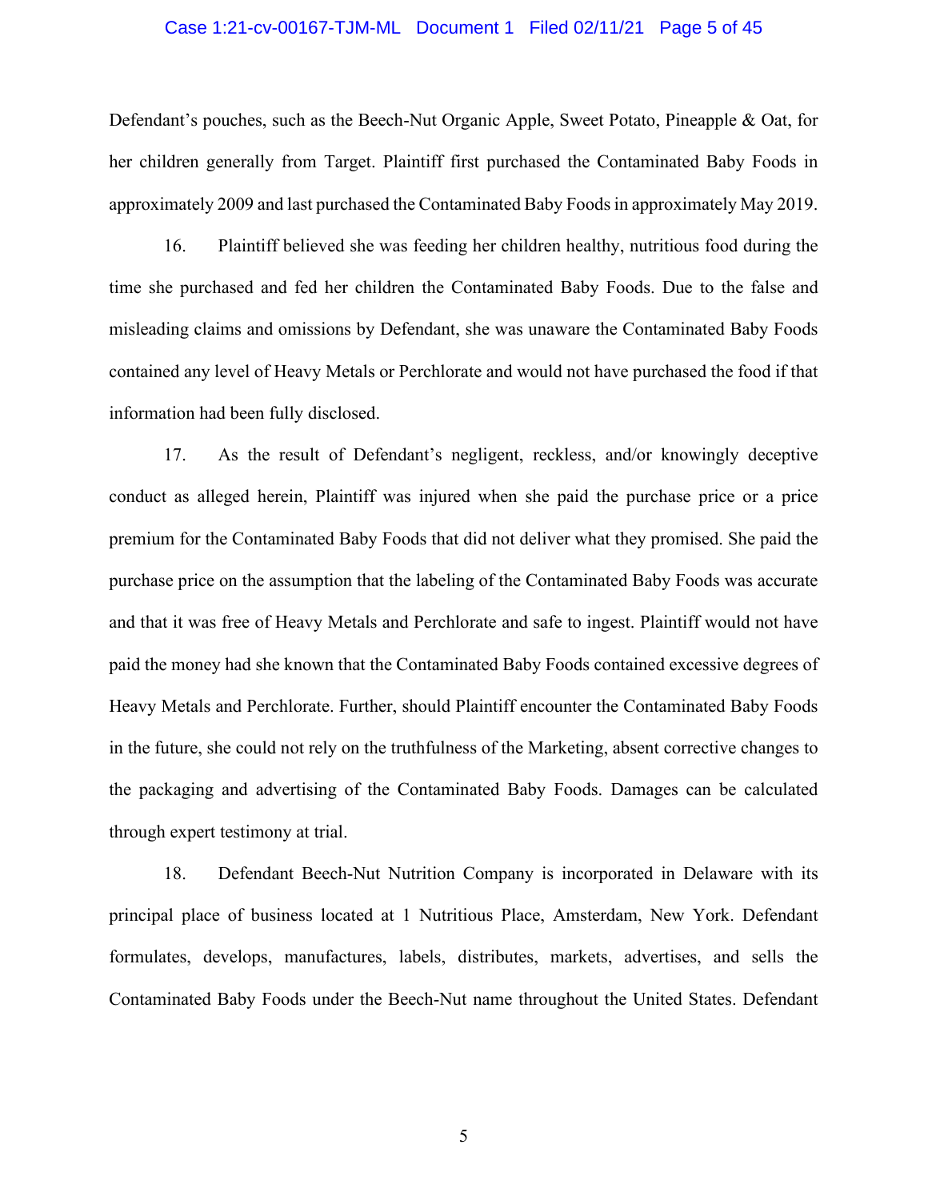Defendant's pouches, such as the Beech-Nut Organic Apple, Sweet Potato, Pineapple & Oat, for her children generally from Target. Plaintiff first purchased the Contaminated Baby Foods in approximately 2009 and last purchased the Contaminated Baby Foods in approximately May 2019.

16. Plaintiff believed she was feeding her children healthy, nutritious food during the time she purchased and fed her children the Contaminated Baby Foods. Due to the false and misleading claims and omissions by Defendant, she was unaware the Contaminated Baby Foods contained any level of Heavy Metals or Perchlorate and would not have purchased the food if that information had been fully disclosed.

17. As the result of Defendant's negligent, reckless, and/or knowingly deceptive conduct as alleged herein, Plaintiff was injured when she paid the purchase price or a price premium for the Contaminated Baby Foods that did not deliver what they promised. She paid the purchase price on the assumption that the labeling of the Contaminated Baby Foods was accurate and that it was free of Heavy Metals and Perchlorate and safe to ingest. Plaintiff would not have paid the money had she known that the Contaminated Baby Foods contained excessive degrees of Heavy Metals and Perchlorate. Further, should Plaintiff encounter the Contaminated Baby Foods in the future, she could not rely on the truthfulness of the Marketing, absent corrective changes to the packaging and advertising of the Contaminated Baby Foods. Damages can be calculated through expert testimony at trial.

18. Defendant Beech-Nut Nutrition Company is incorporated in Delaware with its principal place of business located at 1 Nutritious Place, Amsterdam, New York. Defendant formulates, develops, manufactures, labels, distributes, markets, advertises, and sells the Contaminated Baby Foods under the Beech-Nut name throughout the United States. Defendant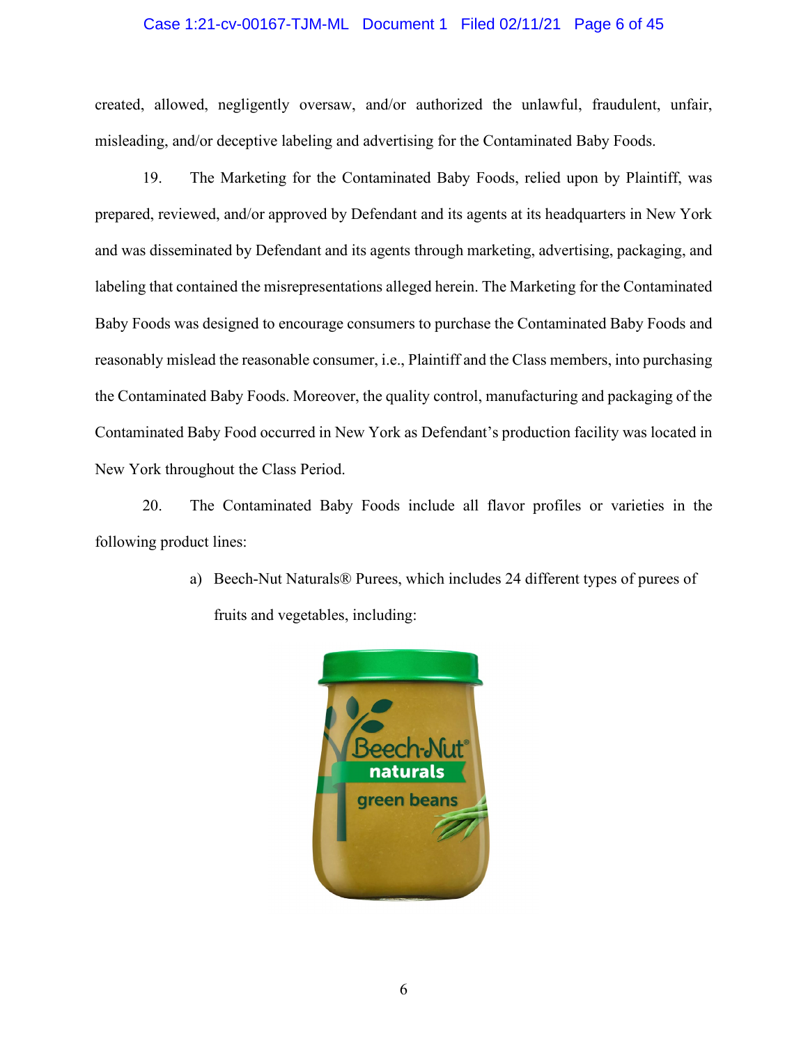created, allowed, negligently oversaw, and/or authorized the unlawful, fraudulent, unfair, misleading, and/or deceptive labeling and advertising for the Contaminated Baby Foods.

19. The Marketing for the Contaminated Baby Foods, relied upon by Plaintiff, was prepared, reviewed, and/or approved by Defendant and its agents at its headquarters in New York and was disseminated by Defendant and its agents through marketing, advertising, packaging, and labeling that contained the misrepresentations alleged herein. The Marketing for the Contaminated Baby Foods was designed to encourage consumers to purchase the Contaminated Baby Foods and reasonably mislead the reasonable consumer, i.e., Plaintiff and the Class members, into purchasing the Contaminated Baby Foods. Moreover, the quality control, manufacturing and packaging of the Contaminated Baby Food occurred in New York as Defendant's production facility was located in New York throughout the Class Period.

20. The Contaminated Baby Foods include all flavor profiles or varieties in the following product lines:

a) Beech-Nut Naturals® Purees, which includes 24 different types of purees of fruits and vegetables, including: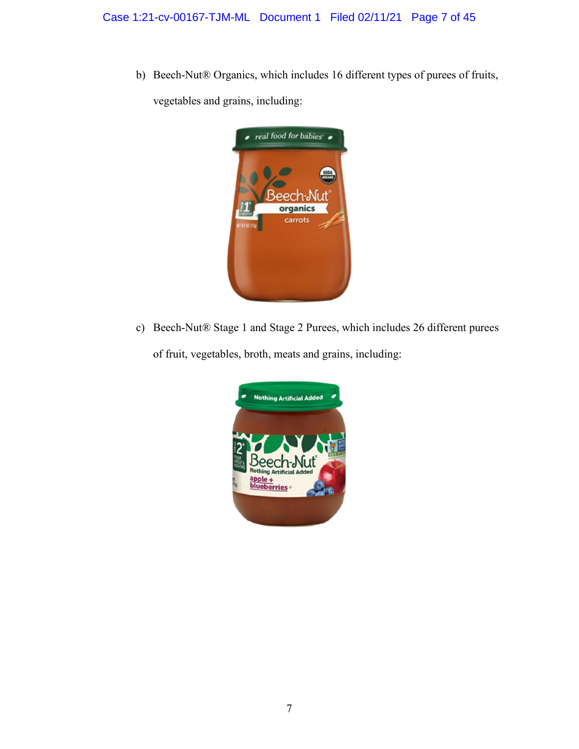b) Beech-Nut® Organics, which includes 16 different types of purees of fruits, vegetables and grains, including:

c) Beech-Nut® Stage 1 and Stage 2 Purees, which includes 26 different purees of fruit, vegetables, broth, meats and grains, including: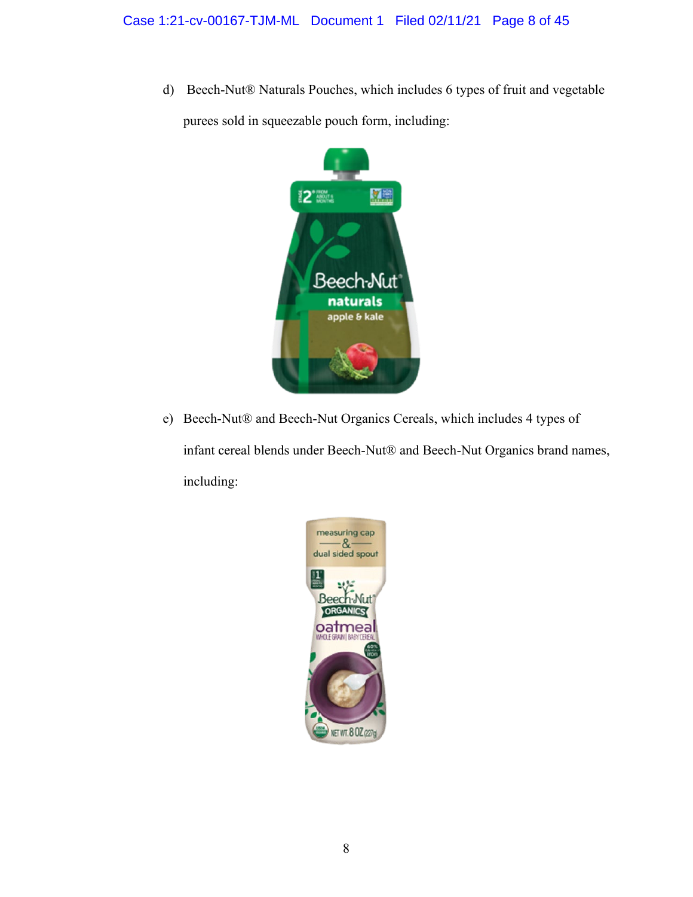d) Beech-Nut® Naturals Pouches, which includes 6 types of fruit and vegetable purees sold in squeezable pouch form, including:

e) Beech-Nut® and Beech-Nut Organics Cereals, which includes 4 types of infant cereal blends under Beech-Nut® and Beech-Nut Organics brand names, including: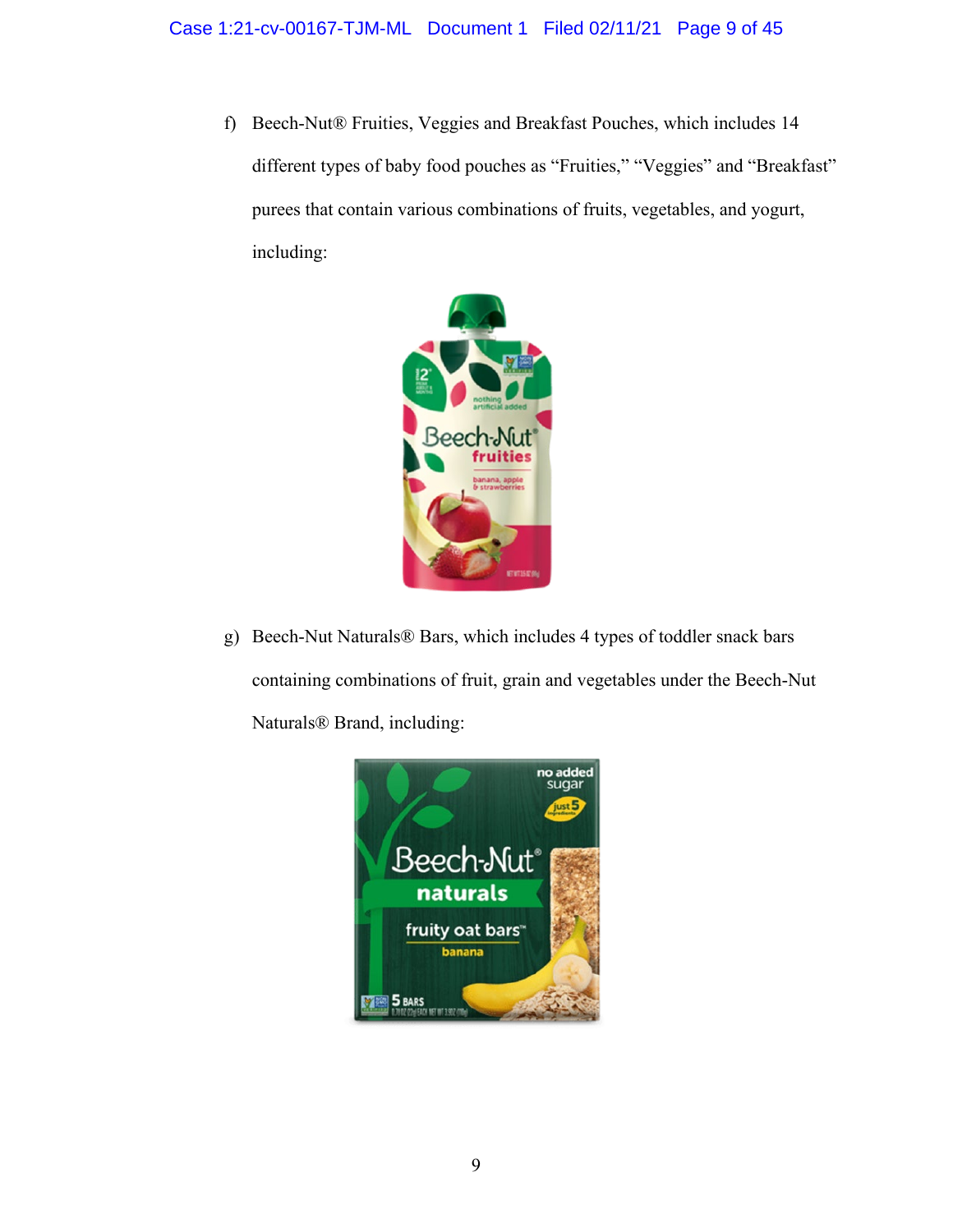f) Beech-Nut® Fruities, Veggies and Breakfast Pouches, which includes 14 different types of baby food pouches as "Fruities," "Veggies" and "Breakfast" purees that contain various combinations of fruits, vegetables, and yogurt, including:

g) Beech-Nut Naturals® Bars, which includes 4 types of toddler snack bars containing combinations of fruit, grain and vegetables under the Beech-Nut Naturals® Brand, including: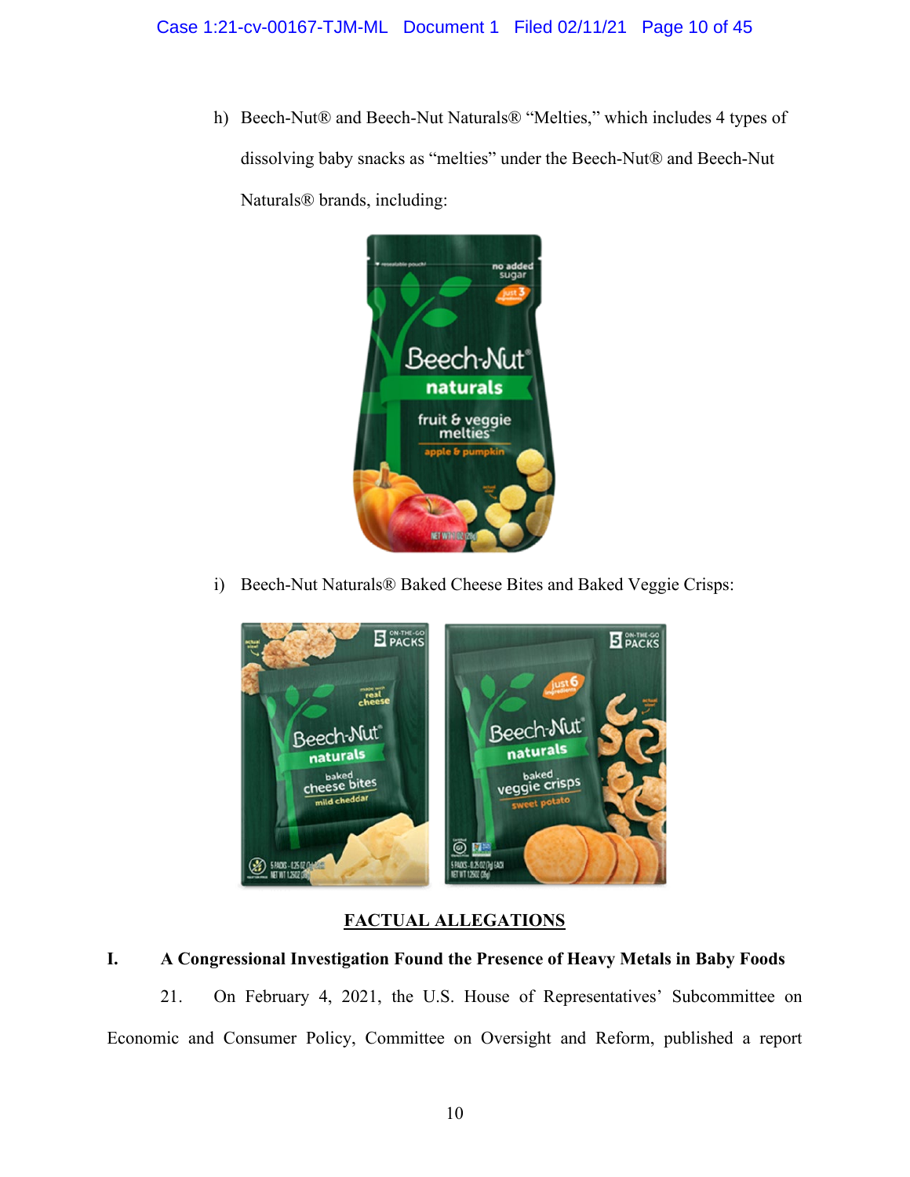h) Beech-Nut® and Beech-Nut Naturals® "Melties," which includes 4 types of dissolving baby snacks as "melties" under the Beech-Nut® and Beech-Nut Naturals® brands, including:

i) Beech-Nut Naturals® Baked Cheese Bites and Baked Veggie Crisps:

## FACTUAL ALLEGATIONS

### I. A Congressional Investigation Found the Presence of Heavy Metals in Baby Foods

21. On February 4, 2021, the U.S. House of Representatives' Subcommittee on Economic and Consumer Policy, Committee on Oversight and Reform, published a report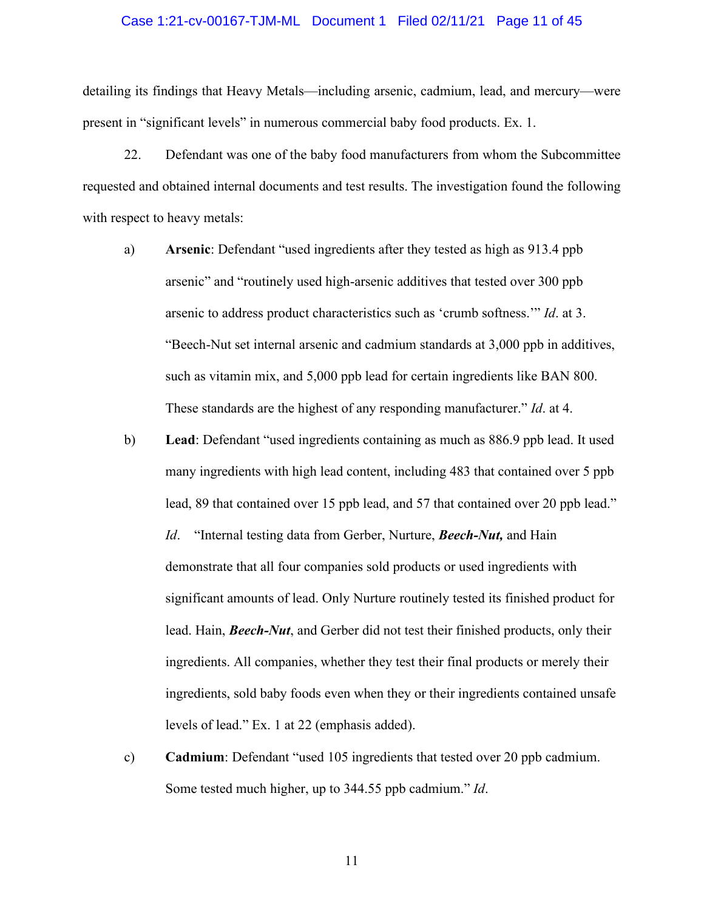detailing its findings that Heavy Metals—including arsenic, cadmium, lead, and mercury—were present in "significant levels" in numerous commercial baby food products. Ex. 1.

22. Defendant was one of the baby food manufacturers from whom the Subcommittee requested and obtained internal documents and test results. The investigation found the following with respect to heavy metals:

a) **Arsenic**: Defendant "used ingredients after they tested as high as 913.4 ppb arsenic" and "routinely used high-arsenic additives that tested over 300 ppb arsenic to address product characteristics such as 'crumb softness.'" *Id*. at 3. "Beech-Nut set internal arsenic and cadmium standards at 3,000 ppb in additives, such as vitamin mix, and 5,000 ppb lead for certain ingredients like BAN 800. These standards are the highest of any responding manufacturer." *Id*. at 4.

b) **Lead**: Defendant "used ingredients containing as much as 886.9 ppb lead. It used many ingredients with high lead content, including 483 that contained over 5 ppb lead, 89 that contained over 15 ppb lead, and 57 that contained over 20 ppb lead." *Id*. "Internal testing data from Gerber, Nurture, ***Beech-Nut,*** and Hain demonstrate that all four companies sold products or used ingredients with significant amounts of lead. Only Nurture routinely tested its finished product for lead. Hain, ***Beech-Nut***, and Gerber did not test their finished products, only their ingredients. All companies, whether they test their final products or merely their ingredients, sold baby foods even when they or their ingredients contained unsafe levels of lead." Ex. 1 at 22 (emphasis added).

c) **Cadmium**: Defendant "used 105 ingredients that tested over 20 ppb cadmium. Some tested much higher, up to 344.55 ppb cadmium." *Id*.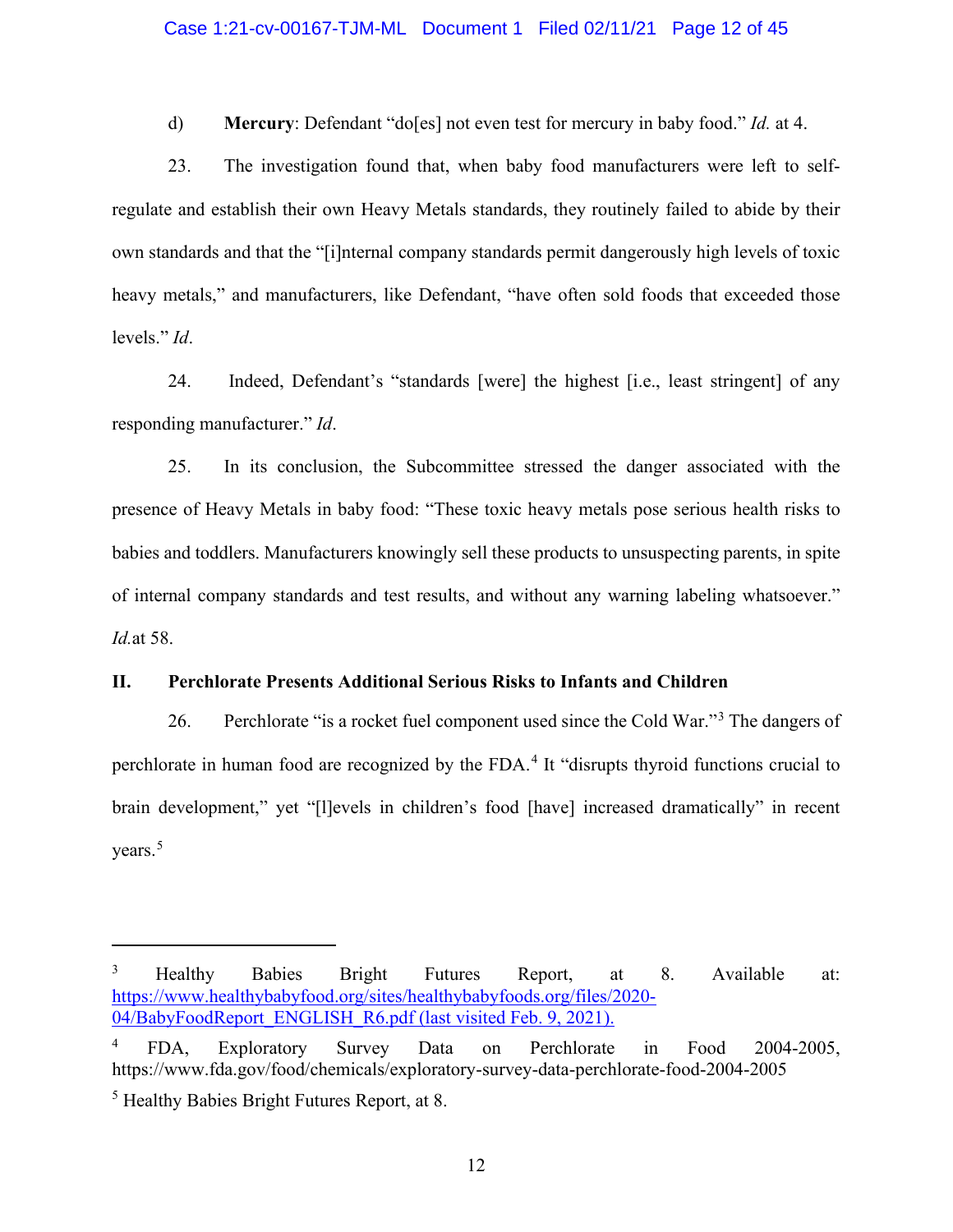d) **Mercury**: Defendant "do[es] not even test for mercury in baby food." *Id.* at 4.

23. The investigation found that, when baby food manufacturers were left to self-regulate and establish their own Heavy Metals standards, they routinely failed to abide by their own standards and that the "[i]nternal company standards permit dangerously high levels of toxic heavy metals," and manufacturers, like Defendant, "have often sold foods that exceeded those levels." *Id*.

24. Indeed, Defendant's "standards [were] the highest [i.e., least stringent] of any responding manufacturer." *Id*.

25. In its conclusion, the Subcommittee stressed the danger associated with the presence of Heavy Metals in baby food: "These toxic heavy metals pose serious health risks to babies and toddlers. Manufacturers knowingly sell these products to unsuspecting parents, in spite of internal company standards and test results, and without any warning labeling whatsoever." *Id.*at 58.

## II. Perchlorate Presents Additional Serious Risks to Infants and Children

26. Perchlorate "is a rocket fuel component used since the Cold War."[3] The dangers of perchlorate in human food are recognized by the FDA.[4] It "disrupts thyroid functions crucial to brain development," yet "[l]evels in children's food [have] increased dramatically" in recent years.[5]

---

[3] Healthy Babies Bright Futures Report, at 8. Available at: https://www.healthybabyfood.org/sites/healthybabyfoods.org/files/2020-04/BabyFoodReport_ENGLISH_R6.pdf (last visited Feb. 9, 2021).

[4] FDA, Exploratory Survey Data on Perchlorate in Food 2004-2005, https://www.fda.gov/food/chemicals/exploratory-survey-data-perchlorate-food-2004-2005

[5] Healthy Babies Bright Futures Report, at 8.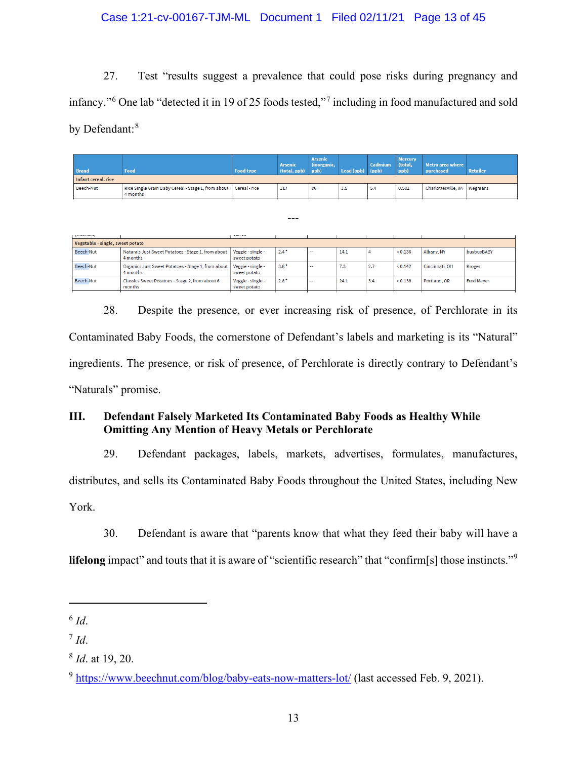27. Test "results suggest a prevalence that could pose risks during pregnancy and infancy."[6] One lab "detected it in 19 of 25 foods tested,"[7] including in food manufactured and sold by Defendant:[8]

| Brand | Food | Food type | Arsenic (total, ppb) | Arsenic (inorganic, ppb) | Lead (ppb) | Cadmium (ppb) | Mercury (total, ppb) | Metro area where purchased | Retailer |
|---|---|---|---|---|---|---|---|---|---|
| Infant cereal: rice | | | | | | | | | |
| Beech-Nut | Rice Single Grain Baby Cereal - Stage 1, from about 4 months | Cereal - rice | 117 | 86 | 3.5 | 5.4 | 0.582 | Charlottesville, VA | Wegmans |

---

| | | | | | | | | | |
|---|---|---|---|---|---|---|---|---|---|
| Vegetable - single, sweet potato | | | | | | | | | |
| Beech-Nut | Naturals Just Sweet Potatoes - Stage 1, from about 4 months | Veggie - single - sweet potato | 2.4 * | -- | 14.1 | 4 | < 0.136 | Albany, NY | buybuyBABY |
| Beech-Nut | Organics Just Sweet Potatoes - Stage 1, from about 4 months | Veggie - single - sweet potato | 3.8 * | -- | 7.3 | 2.7 | < 0.142 | Cincinnati, OH | Kroger |
| Beech-Nut | Classics Sweet Potatoes - Stage 2, from about 6 months | Veggie - single - sweet potato | 2.8 * | -- | 24.1 | 3.4 | < 0.138 | Portland, OR | Fred Meyer |

28. Despite the presence, or ever increasing risk of presence, of Perchlorate in its Contaminated Baby Foods, the cornerstone of Defendant's labels and marketing is its "Natural" ingredients. The presence, or risk of presence, of Perchlorate is directly contrary to Defendant's "Naturals" promise.

## III. Defendant Falsely Marketed Its Contaminated Baby Foods as Healthy While Omitting Any Mention of Heavy Metals or Perchlorate

29. Defendant packages, labels, markets, advertises, formulates, manufactures, distributes, and sells its Contaminated Baby Foods throughout the United States, including New York.

30. Defendant is aware that "parents know that what they feed their baby will have a **lifelong** impact" and touts that it is aware of "scientific research" that "confirm[s] those instincts."[9]

---

[6] *Id*.

[7] *Id*.

[8] *Id*. at 19, 20.

[9] https://www.beechnut.com/blog/baby-eats-now-matters-lot/ (last accessed Feb. 9, 2021).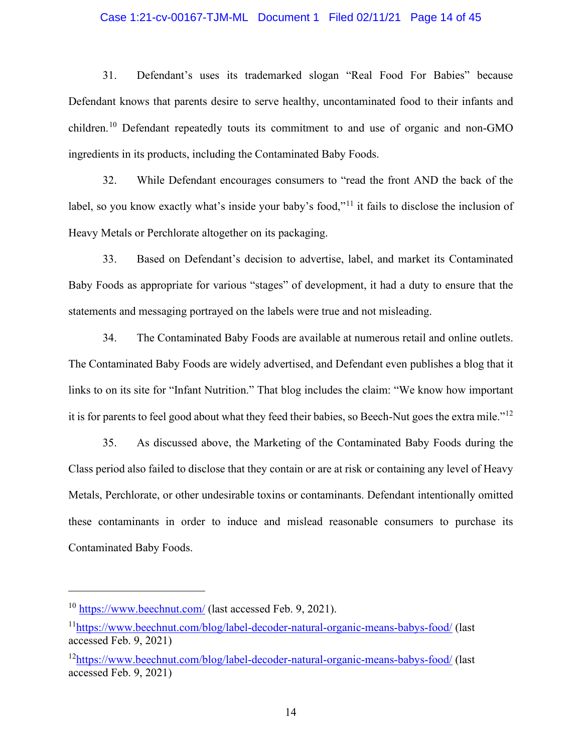31. Defendant's uses its trademarked slogan "Real Food For Babies" because Defendant knows that parents desire to serve healthy, uncontaminated food to their infants and children.[10] Defendant repeatedly touts its commitment to and use of organic and non-GMO ingredients in its products, including the Contaminated Baby Foods.

32. While Defendant encourages consumers to "read the front AND the back of the label, so you know exactly what's inside your baby's food,"[11] it fails to disclose the inclusion of Heavy Metals or Perchlorate altogether on its packaging.

33. Based on Defendant's decision to advertise, label, and market its Contaminated Baby Foods as appropriate for various "stages" of development, it had a duty to ensure that the statements and messaging portrayed on the labels were true and not misleading.

34. The Contaminated Baby Foods are available at numerous retail and online outlets. The Contaminated Baby Foods are widely advertised, and Defendant even publishes a blog that it links to on its site for "Infant Nutrition." That blog includes the claim: "We know how important it is for parents to feel good about what they feed their babies, so Beech-Nut goes the extra mile."[12]

35. As discussed above, the Marketing of the Contaminated Baby Foods during the Class period also failed to disclose that they contain or are at risk or containing any level of Heavy Metals, Perchlorate, or other undesirable toxins or contaminants. Defendant intentionally omitted these contaminants in order to induce and mislead reasonable consumers to purchase its Contaminated Baby Foods.

---

[10] https://www.beechnut.com/ (last accessed Feb. 9, 2021).

[11] https://www.beechnut.com/blog/label-decoder-natural-organic-means-babys-food/ (last accessed Feb. 9, 2021)

[12] https://www.beechnut.com/blog/label-decoder-natural-organic-means-babys-food/ (last accessed Feb. 9, 2021)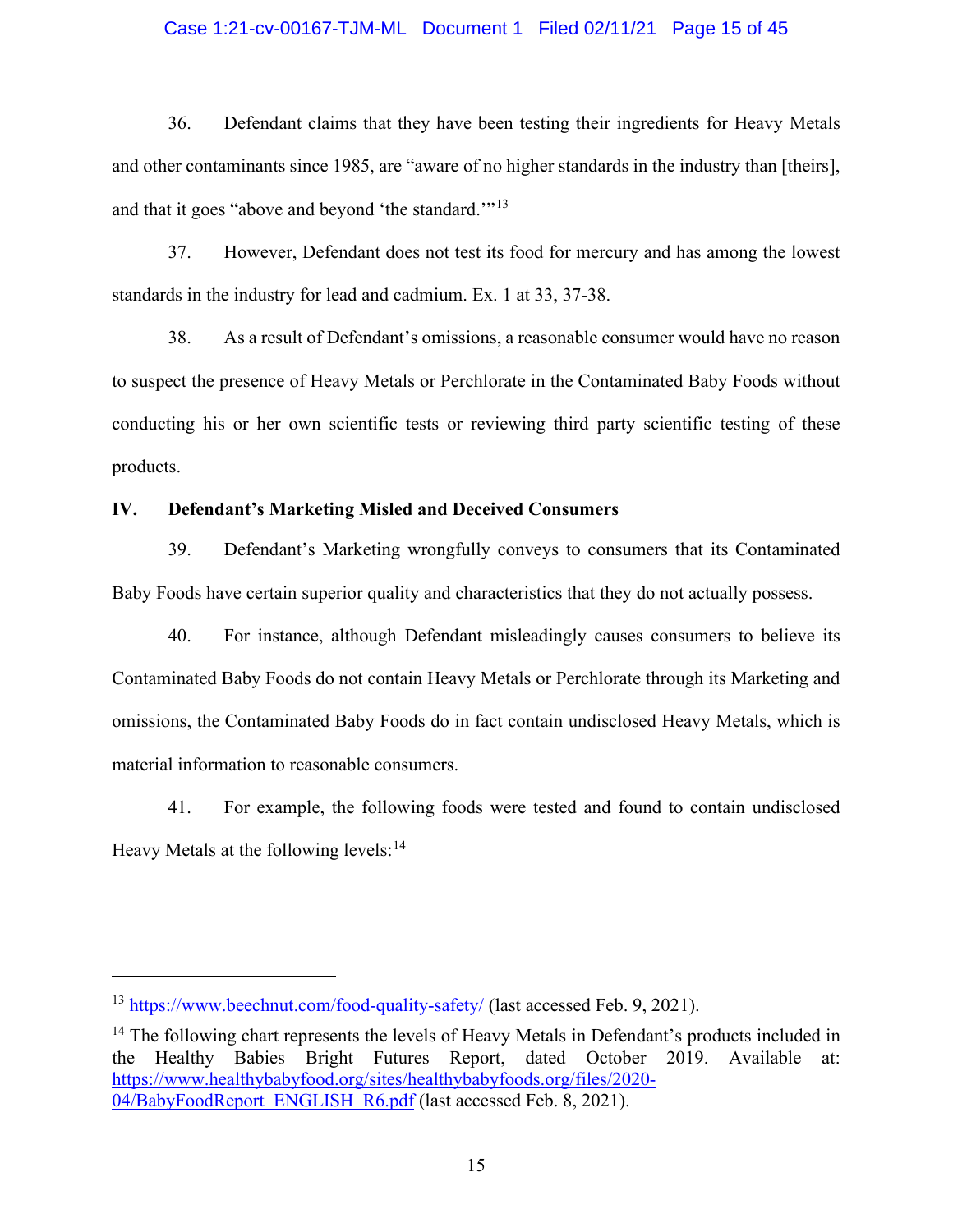36. Defendant claims that they have been testing their ingredients for Heavy Metals and other contaminants since 1985, are "aware of no higher standards in the industry than [theirs], and that it goes "above and beyond 'the standard.'"[13]

37. However, Defendant does not test its food for mercury and has among the lowest standards in the industry for lead and cadmium. Ex. 1 at 33, 37-38.

38. As a result of Defendant's omissions, a reasonable consumer would have no reason to suspect the presence of Heavy Metals or Perchlorate in the Contaminated Baby Foods without conducting his or her own scientific tests or reviewing third party scientific testing of these products.

## IV. Defendant's Marketing Misled and Deceived Consumers

39. Defendant's Marketing wrongfully conveys to consumers that its Contaminated Baby Foods have certain superior quality and characteristics that they do not actually possess.

40. For instance, although Defendant misleadingly causes consumers to believe its Contaminated Baby Foods do not contain Heavy Metals or Perchlorate through its Marketing and omissions, the Contaminated Baby Foods do in fact contain undisclosed Heavy Metals, which is material information to reasonable consumers.

41. For example, the following foods were tested and found to contain undisclosed Heavy Metals at the following levels:[14]

---

[13] https://www.beechnut.com/food-quality-safety/ (last accessed Feb. 9, 2021).

[14] The following chart represents the levels of Heavy Metals in Defendant's products included in the Healthy Babies Bright Futures Report, dated October 2019. Available at: https://www.healthybabyfood.org/sites/healthybabyfoods.org/files/2020-04/BabyFoodReport_ENGLISH_R6.pdf (last accessed Feb. 8, 2021).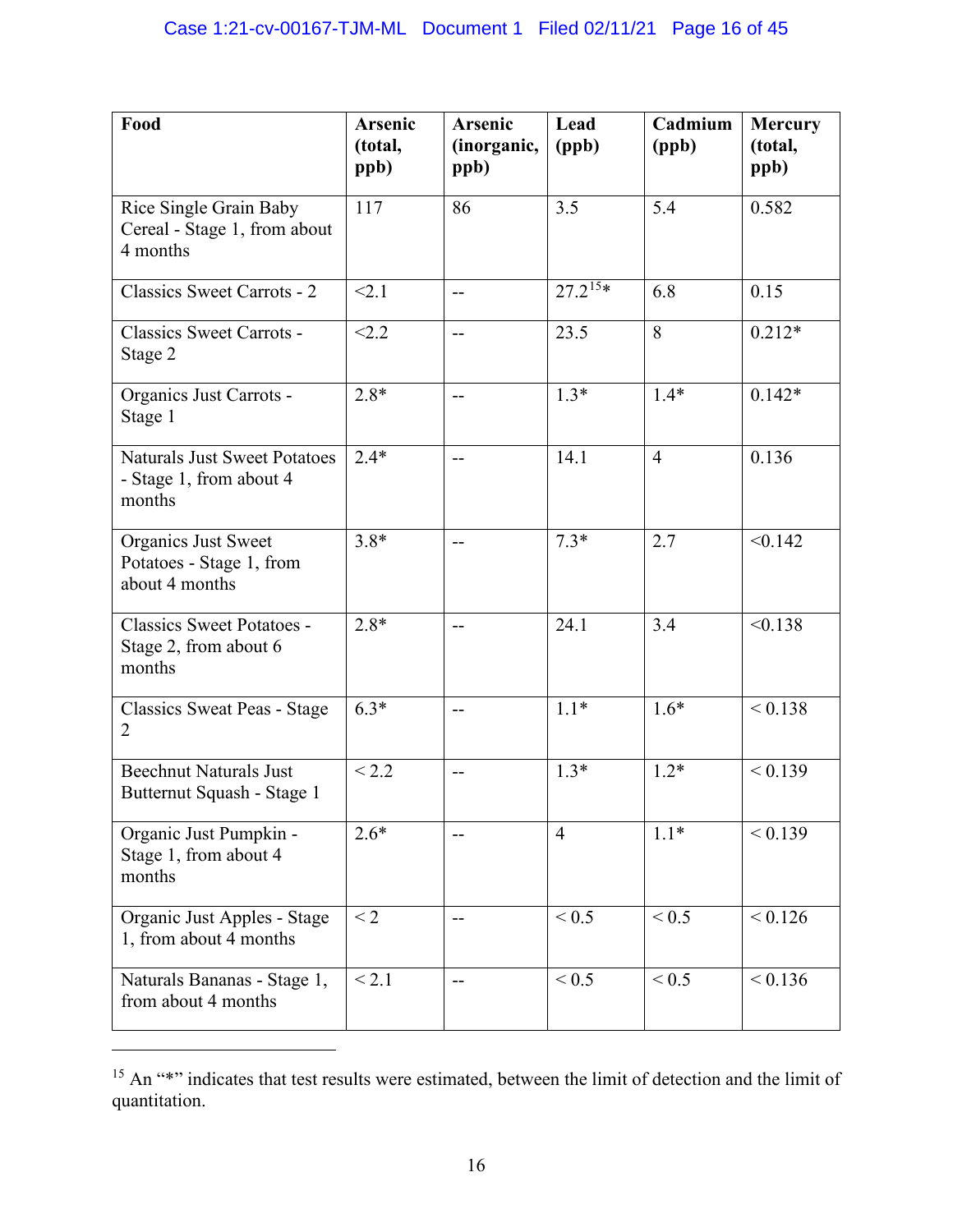| Food | Arsenic (total, ppb) | Arsenic (inorganic, ppb) | Lead (ppb) | Cadmium (ppb) | Mercury (total, ppb) |
|---|---|---|---|---|---|
| Rice Single Grain Baby Cereal - Stage 1, from about 4 months | 117 | 86 | 3.5 | 5.4 | 0.582 |
| Classics Sweet Carrots - 2 | <2.1 | -- | 27.2[15]* | 6.8 | 0.15 |
| Classics Sweet Carrots - Stage 2 | <2.2 | -- | 23.5 | 8 | 0.212* |
| Organics Just Carrots - Stage 1 | 2.8* | -- | 1.3* | 1.4* | 0.142* |
| Naturals Just Sweet Potatoes - Stage 1, from about 4 months | 2.4* | -- | 14.1 | 4 | 0.136 |
| Organics Just Sweet Potatoes - Stage 1, from about 4 months | 3.8* | -- | 7.3* | 2.7 | <0.142 |
| Classics Sweet Potatoes - Stage 2, from about 6 months | 2.8* | -- | 24.1 | 3.4 | <0.138 |
| Classics Sweat Peas - Stage 2 | 6.3* | -- | 1.1* | 1.6* | < 0.138 |
| Beechnut Naturals Just Butternut Squash - Stage 1 | < 2.2 | -- | 1.3* | 1.2* | < 0.139 |
| Organic Just Pumpkin - Stage 1, from about 4 months | 2.6* | -- | 4 | 1.1* | < 0.139 |
| Organic Just Apples - Stage 1, from about 4 months | < 2 | -- | < 0.5 | < 0.5 | < 0.126 |
| Naturals Bananas - Stage 1, from about 4 months | < 2.1 | -- | < 0.5 | < 0.5 | < 0.136 |

---

[15] An "*" indicates that test results were estimated, between the limit of detection and the limit of quantitation.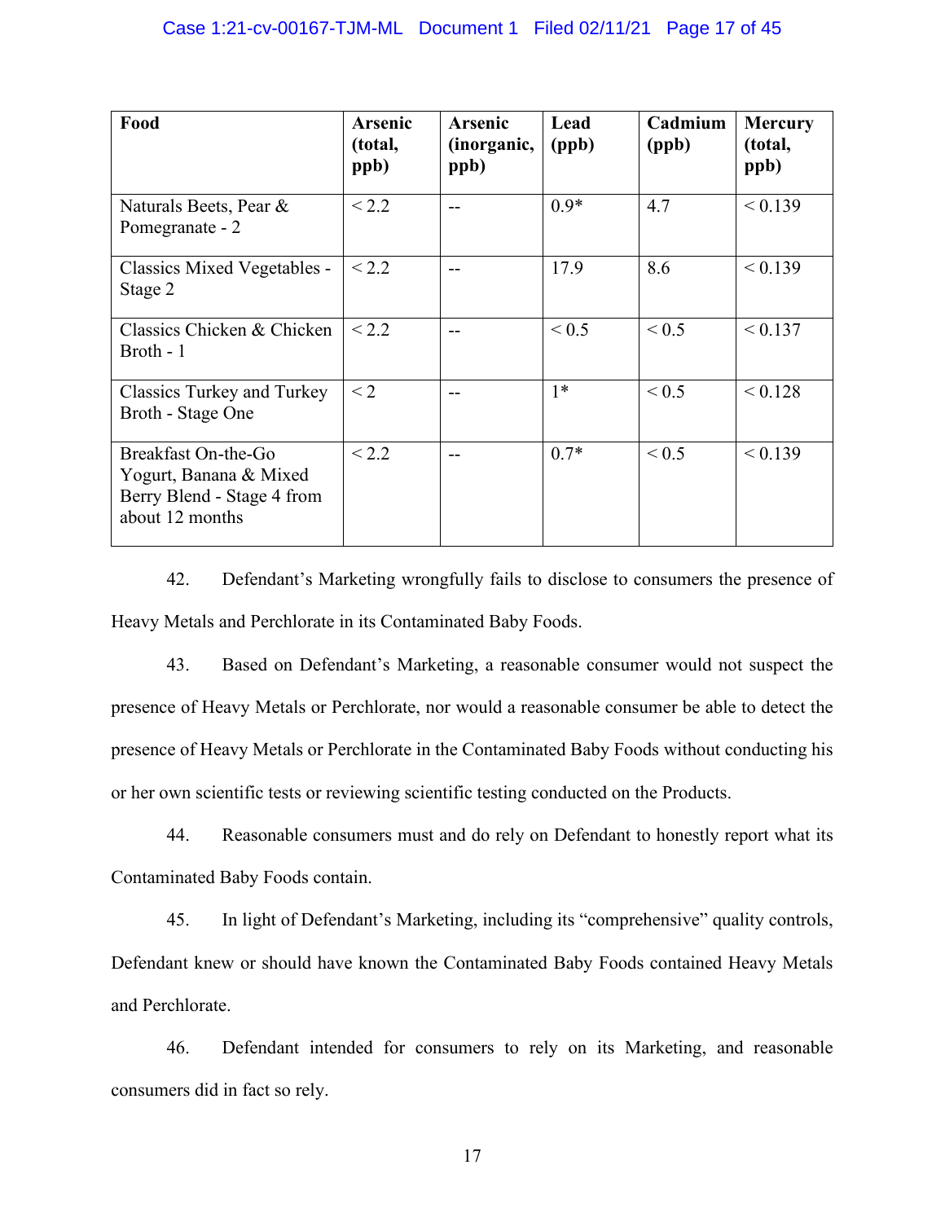| Food | Arsenic (total, ppb) | Arsenic (inorganic, ppb) | Lead (ppb) | Cadmium (ppb) | Mercury (total, ppb) |
|---|---|---|---|---|---|
| Naturals Beets, Pear & Pomegranate - 2 | < 2.2 | -- | 0.9* | 4.7 | < 0.139 |
| Classics Mixed Vegetables - Stage 2 | < 2.2 | -- | 17.9 | 8.6 | < 0.139 |
| Classics Chicken & Chicken Broth - 1 | < 2.2 | -- | < 0.5 | < 0.5 | < 0.137 |
| Classics Turkey and Turkey Broth - Stage One | < 2 | -- | 1* | < 0.5 | < 0.128 |
| Breakfast On-the-Go Yogurt, Banana & Mixed Berry Blend - Stage 4 from about 12 months | < 2.2 | -- | 0.7* | < 0.5 | < 0.139 |

42. Defendant's Marketing wrongfully fails to disclose to consumers the presence of Heavy Metals and Perchlorate in its Contaminated Baby Foods.

43. Based on Defendant's Marketing, a reasonable consumer would not suspect the presence of Heavy Metals or Perchlorate, nor would a reasonable consumer be able to detect the presence of Heavy Metals or Perchlorate in the Contaminated Baby Foods without conducting his or her own scientific tests or reviewing scientific testing conducted on the Products.

44. Reasonable consumers must and do rely on Defendant to honestly report what its Contaminated Baby Foods contain.

45. In light of Defendant's Marketing, including its "comprehensive" quality controls, Defendant knew or should have known the Contaminated Baby Foods contained Heavy Metals and Perchlorate.

46. Defendant intended for consumers to rely on its Marketing, and reasonable consumers did in fact so rely.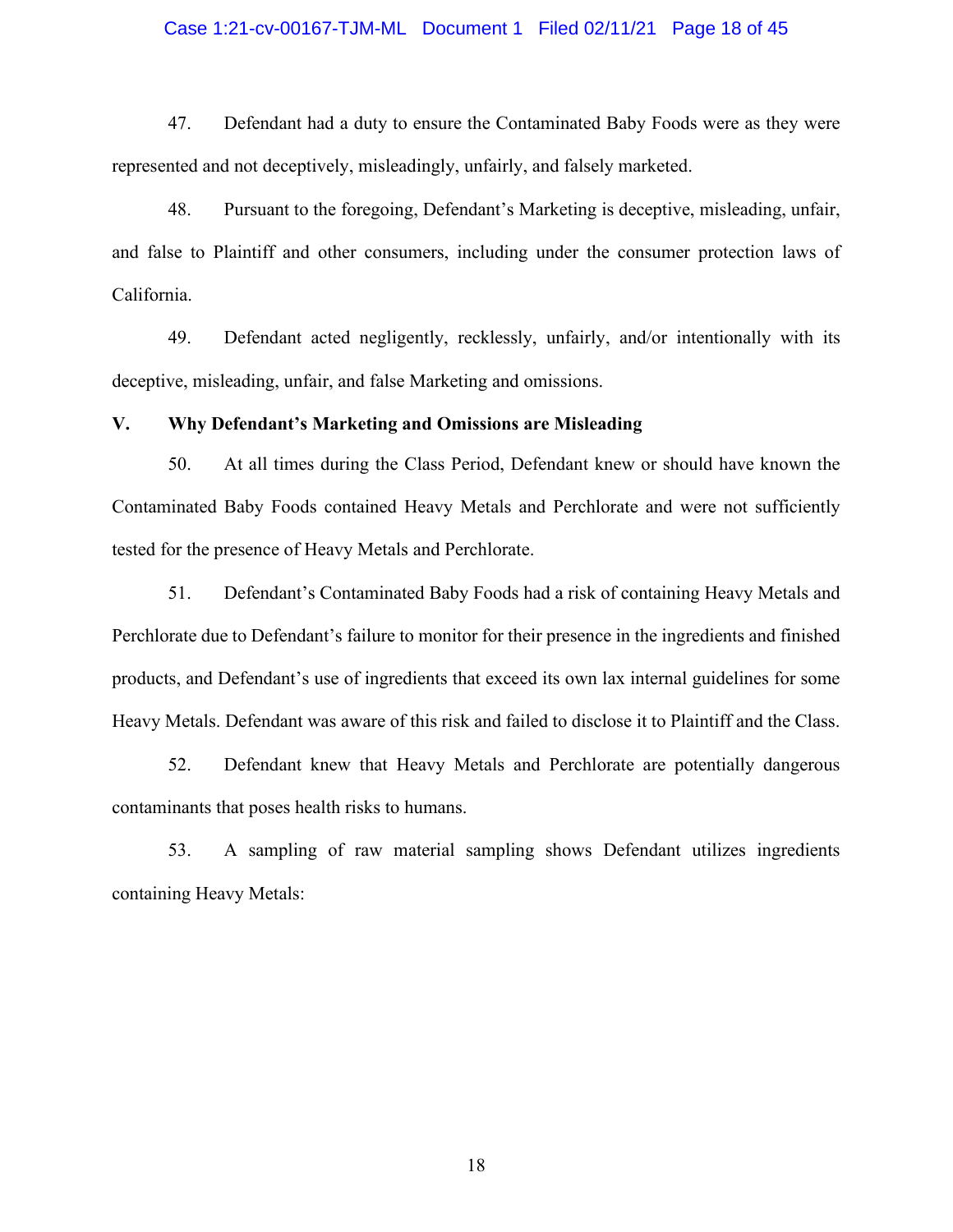47. Defendant had a duty to ensure the Contaminated Baby Foods were as they were represented and not deceptively, misleadingly, unfairly, and falsely marketed.

48. Pursuant to the foregoing, Defendant's Marketing is deceptive, misleading, unfair, and false to Plaintiff and other consumers, including under the consumer protection laws of California.

49. Defendant acted negligently, recklessly, unfairly, and/or intentionally with its deceptive, misleading, unfair, and false Marketing and omissions.

## V. Why Defendant's Marketing and Omissions are Misleading

50. At all times during the Class Period, Defendant knew or should have known the Contaminated Baby Foods contained Heavy Metals and Perchlorate and were not sufficiently tested for the presence of Heavy Metals and Perchlorate.

51. Defendant's Contaminated Baby Foods had a risk of containing Heavy Metals and Perchlorate due to Defendant's failure to monitor for their presence in the ingredients and finished products, and Defendant's use of ingredients that exceed its own lax internal guidelines for some Heavy Metals. Defendant was aware of this risk and failed to disclose it to Plaintiff and the Class.

52. Defendant knew that Heavy Metals and Perchlorate are potentially dangerous contaminants that poses health risks to humans.

53. A sampling of raw material sampling shows Defendant utilizes ingredients containing Heavy Metals: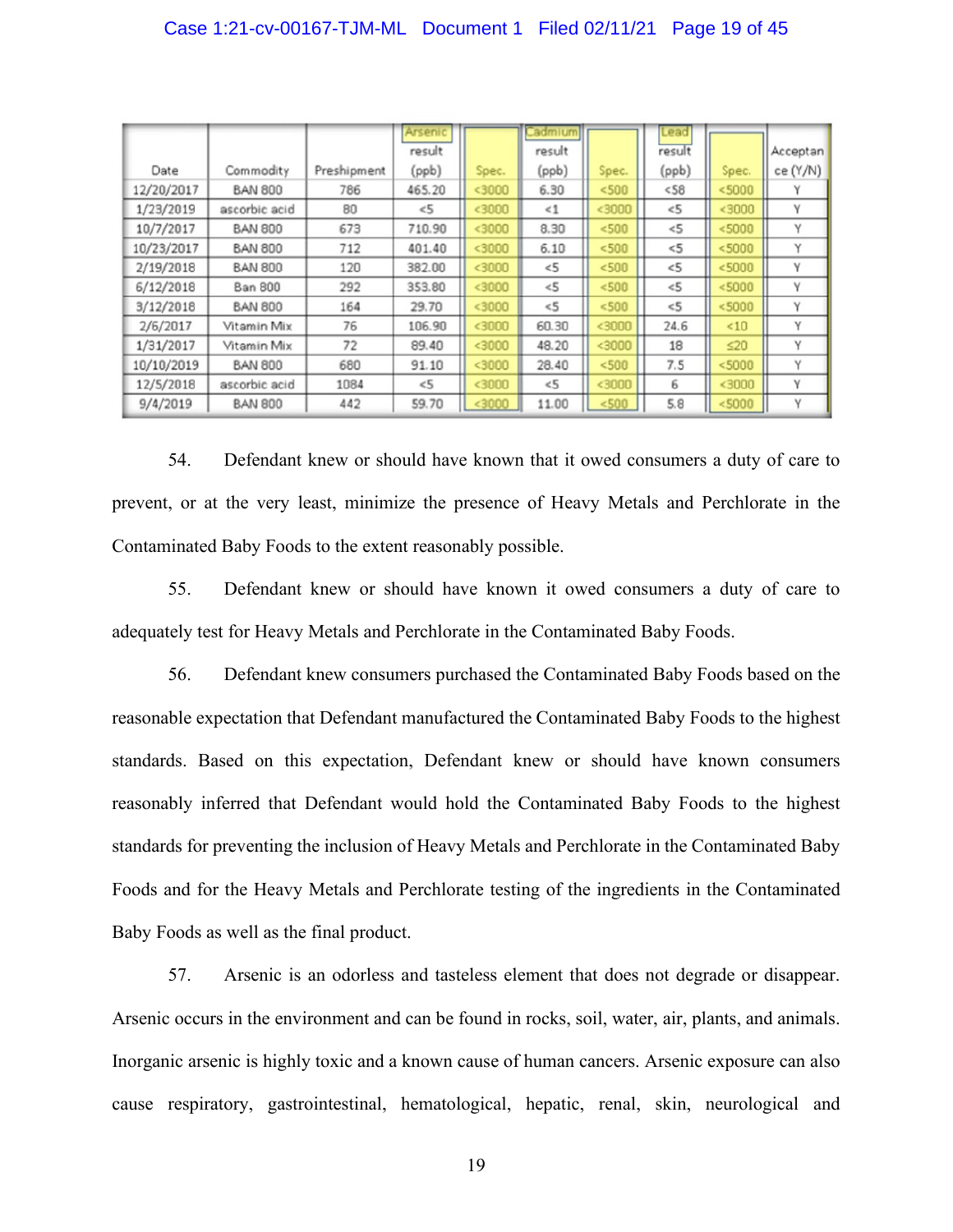| Date | Commodity | Preshipment | Arsenic result (ppb) | Spec. | Cadmium result (ppb) | Spec. | Lead result (ppb) | Spec. | Acceptance (Y/N) |
|---|---|---|---|---|---|---|---|---|---|
| 12/20/2017 | BAN 800 | 786 | 465.20 | <3000 | 6.30 | <500 | <58 | <5000 | Y |
| 1/23/2019 | ascorbic acid | 80 | <5 | <3000 | <1 | <3000 | <5 | <3000 | Y |
| 10/7/2017 | BAN 800 | 673 | 710.90 | <3000 | 8.30 | <500 | <5 | <5000 | Y |
| 10/23/2017 | BAN 800 | 712 | 401.40 | <3000 | 6.10 | <500 | <5 | <5000 | Y |
| 2/19/2018 | BAN 800 | 120 | 382.00 | <3000 | <5 | <500 | <5 | <5000 | Y |
| 6/12/2018 | Ban 800 | 292 | 353.80 | <3000 | <5 | <500 | <5 | <5000 | Y |
| 3/12/2018 | BAN 800 | 164 | 29.70 | <3000 | <5 | <500 | <5 | <5000 | Y |
| 2/6/2017 | Vitamin Mix | 76 | 106.90 | <3000 | 60.30 | <3000 | 24.6 | <10 | Y |
| 1/31/2017 | Vitamin Mix | 72 | 89.40 | <3000 | 48.20 | <3000 | 18 | ≤20 | Y |
| 10/10/2019 | BAN 800 | 680 | 91.10 | <3000 | 28.40 | <500 | 7.5 | <5000 | Y |
| 12/5/2018 | ascorbic acid | 1084 | <5 | <3000 | <5 | <3000 | 6 | <3000 | Y |
| 9/4/2019 | BAN 800 | 442 | 59.70 | <3000 | 11.00 | <500 | 5.8 | <5000 | Y |

54. Defendant knew or should have known that it owed consumers a duty of care to prevent, or at the very least, minimize the presence of Heavy Metals and Perchlorate in the Contaminated Baby Foods to the extent reasonably possible.

55. Defendant knew or should have known it owed consumers a duty of care to adequately test for Heavy Metals and Perchlorate in the Contaminated Baby Foods.

56. Defendant knew consumers purchased the Contaminated Baby Foods based on the reasonable expectation that Defendant manufactured the Contaminated Baby Foods to the highest standards. Based on this expectation, Defendant knew or should have known consumers reasonably inferred that Defendant would hold the Contaminated Baby Foods to the highest standards for preventing the inclusion of Heavy Metals and Perchlorate in the Contaminated Baby Foods and for the Heavy Metals and Perchlorate testing of the ingredients in the Contaminated Baby Foods as well as the final product.

57. Arsenic is an odorless and tasteless element that does not degrade or disappear. Arsenic occurs in the environment and can be found in rocks, soil, water, air, plants, and animals. Inorganic arsenic is highly toxic and a known cause of human cancers. Arsenic exposure can also cause respiratory, gastrointestinal, hematological, hepatic, renal, skin, neurological and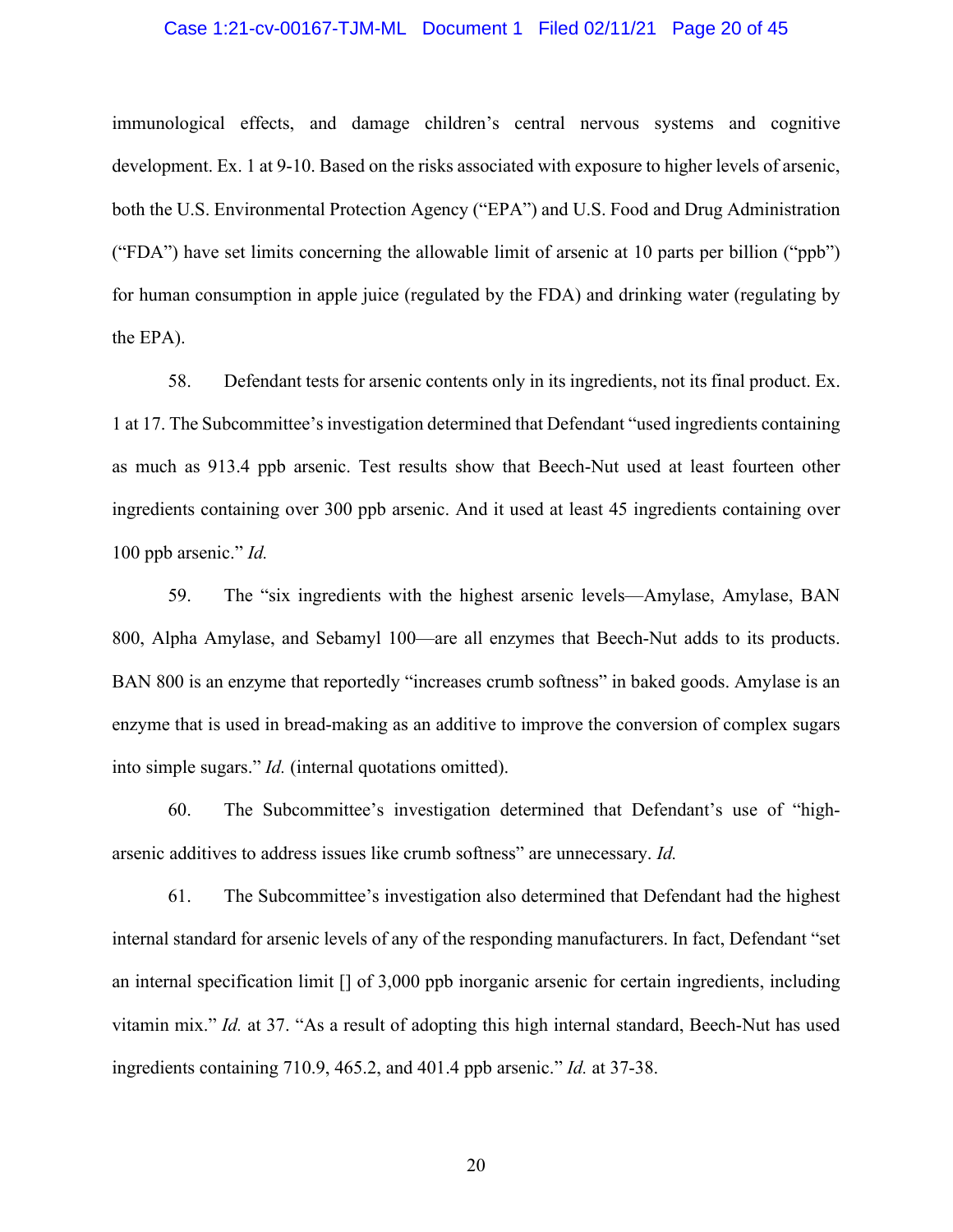immunological effects, and damage children's central nervous systems and cognitive development. Ex. 1 at 9-10. Based on the risks associated with exposure to higher levels of arsenic, both the U.S. Environmental Protection Agency ("EPA") and U.S. Food and Drug Administration ("FDA") have set limits concerning the allowable limit of arsenic at 10 parts per billion ("ppb") for human consumption in apple juice (regulated by the FDA) and drinking water (regulating by the EPA).

58. Defendant tests for arsenic contents only in its ingredients, not its final product. Ex. 1 at 17. The Subcommittee's investigation determined that Defendant "used ingredients containing as much as 913.4 ppb arsenic. Test results show that Beech-Nut used at least fourteen other ingredients containing over 300 ppb arsenic. And it used at least 45 ingredients containing over 100 ppb arsenic." *Id.*

59. The "six ingredients with the highest arsenic levels—Amylase, Amylase, BAN 800, Alpha Amylase, and Sebamyl 100—are all enzymes that Beech-Nut adds to its products. BAN 800 is an enzyme that reportedly "increases crumb softness" in baked goods. Amylase is an enzyme that is used in bread-making as an additive to improve the conversion of complex sugars into simple sugars." *Id.* (internal quotations omitted).

60. The Subcommittee's investigation determined that Defendant's use of "high-arsenic additives to address issues like crumb softness" are unnecessary. *Id.*

61. The Subcommittee's investigation also determined that Defendant had the highest internal standard for arsenic levels of any of the responding manufacturers. In fact, Defendant "set an internal specification limit [] of 3,000 ppb inorganic arsenic for certain ingredients, including vitamin mix." *Id.* at 37. "As a result of adopting this high internal standard, Beech-Nut has used ingredients containing 710.9, 465.2, and 401.4 ppb arsenic." *Id.* at 37-38.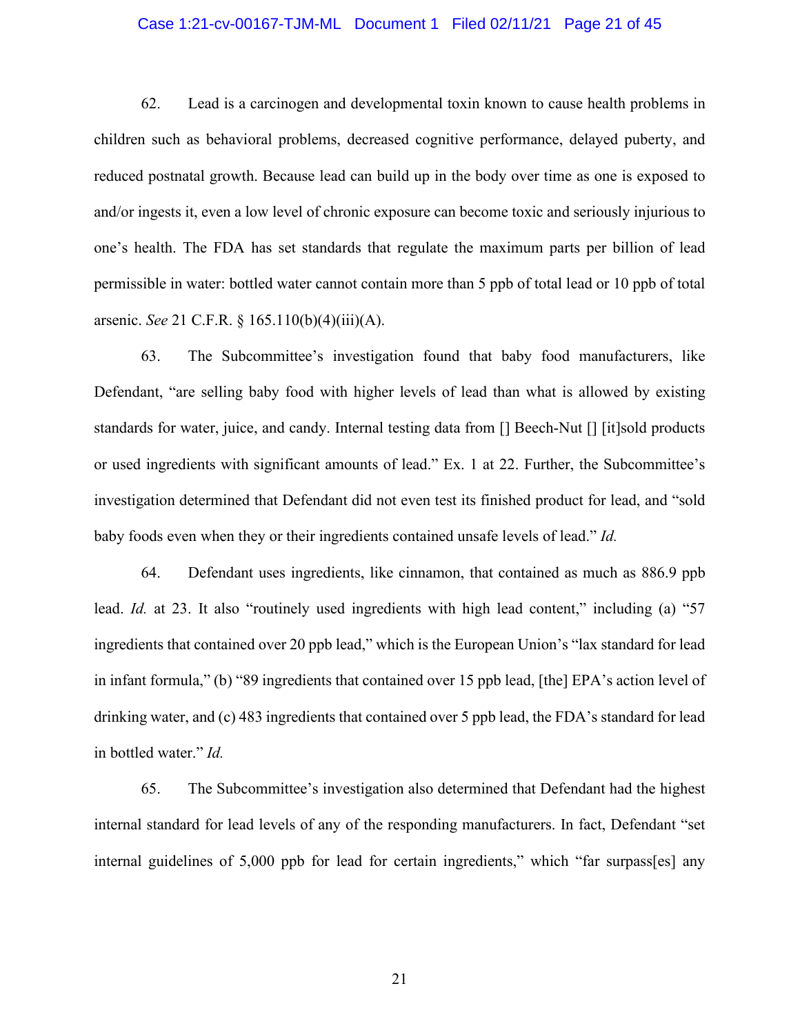62. Lead is a carcinogen and developmental toxin known to cause health problems in children such as behavioral problems, decreased cognitive performance, delayed puberty, and reduced postnatal growth. Because lead can build up in the body over time as one is exposed to and/or ingests it, even a low level of chronic exposure can become toxic and seriously injurious to one's health. The FDA has set standards that regulate the maximum parts per billion of lead permissible in water: bottled water cannot contain more than 5 ppb of total lead or 10 ppb of total arsenic. *See* 21 C.F.R. § 165.110(b)(4)(iii)(A).

63. The Subcommittee's investigation found that baby food manufacturers, like Defendant, "are selling baby food with higher levels of lead than what is allowed by existing standards for water, juice, and candy. Internal testing data from [] Beech-Nut [] [it]sold products or used ingredients with significant amounts of lead." Ex. 1 at 22. Further, the Subcommittee's investigation determined that Defendant did not even test its finished product for lead, and "sold baby foods even when they or their ingredients contained unsafe levels of lead." *Id.*

64. Defendant uses ingredients, like cinnamon, that contained as much as 886.9 ppb lead. *Id.* at 23. It also "routinely used ingredients with high lead content," including (a) "57 ingredients that contained over 20 ppb lead," which is the European Union's "lax standard for lead in infant formula," (b) "89 ingredients that contained over 15 ppb lead, [the] EPA's action level of drinking water, and (c) 483 ingredients that contained over 5 ppb lead, the FDA's standard for lead in bottled water." *Id.*

65. The Subcommittee's investigation also determined that Defendant had the highest internal standard for lead levels of any of the responding manufacturers. In fact, Defendant "set internal guidelines of 5,000 ppb for lead for certain ingredients," which "far surpass[es] any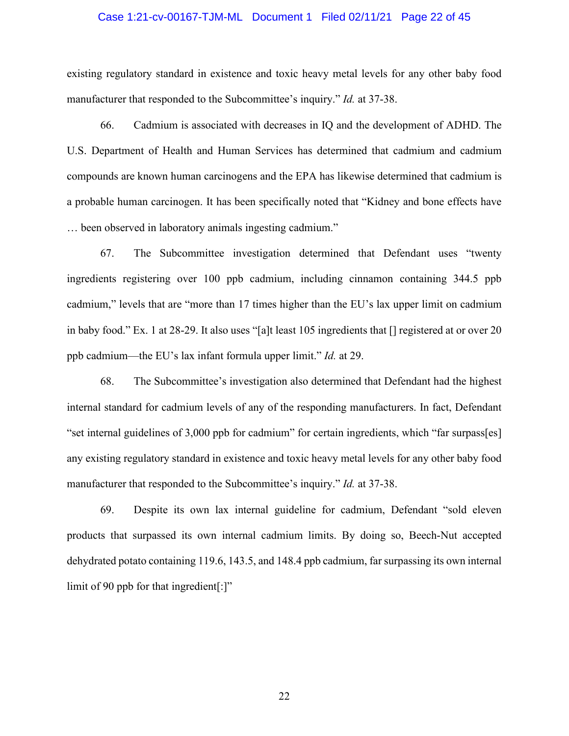existing regulatory standard in existence and toxic heavy metal levels for any other baby food manufacturer that responded to the Subcommittee's inquiry." *Id.* at 37-38.

66. Cadmium is associated with decreases in IQ and the development of ADHD. The U.S. Department of Health and Human Services has determined that cadmium and cadmium compounds are known human carcinogens and the EPA has likewise determined that cadmium is a probable human carcinogen. It has been specifically noted that "Kidney and bone effects have … been observed in laboratory animals ingesting cadmium."

67. The Subcommittee investigation determined that Defendant uses "twenty ingredients registering over 100 ppb cadmium, including cinnamon containing 344.5 ppb cadmium," levels that are "more than 17 times higher than the EU's lax upper limit on cadmium in baby food." Ex. 1 at 28-29. It also uses "[a]t least 105 ingredients that [] registered at or over 20 ppb cadmium—the EU's lax infant formula upper limit." *Id.* at 29.

68. The Subcommittee's investigation also determined that Defendant had the highest internal standard for cadmium levels of any of the responding manufacturers. In fact, Defendant "set internal guidelines of 3,000 ppb for cadmium" for certain ingredients, which "far surpass[es] any existing regulatory standard in existence and toxic heavy metal levels for any other baby food manufacturer that responded to the Subcommittee's inquiry." *Id.* at 37-38.

69. Despite its own lax internal guideline for cadmium, Defendant "sold eleven products that surpassed its own internal cadmium limits. By doing so, Beech-Nut accepted dehydrated potato containing 119.6, 143.5, and 148.4 ppb cadmium, far surpassing its own internal limit of 90 ppb for that ingredient[:]"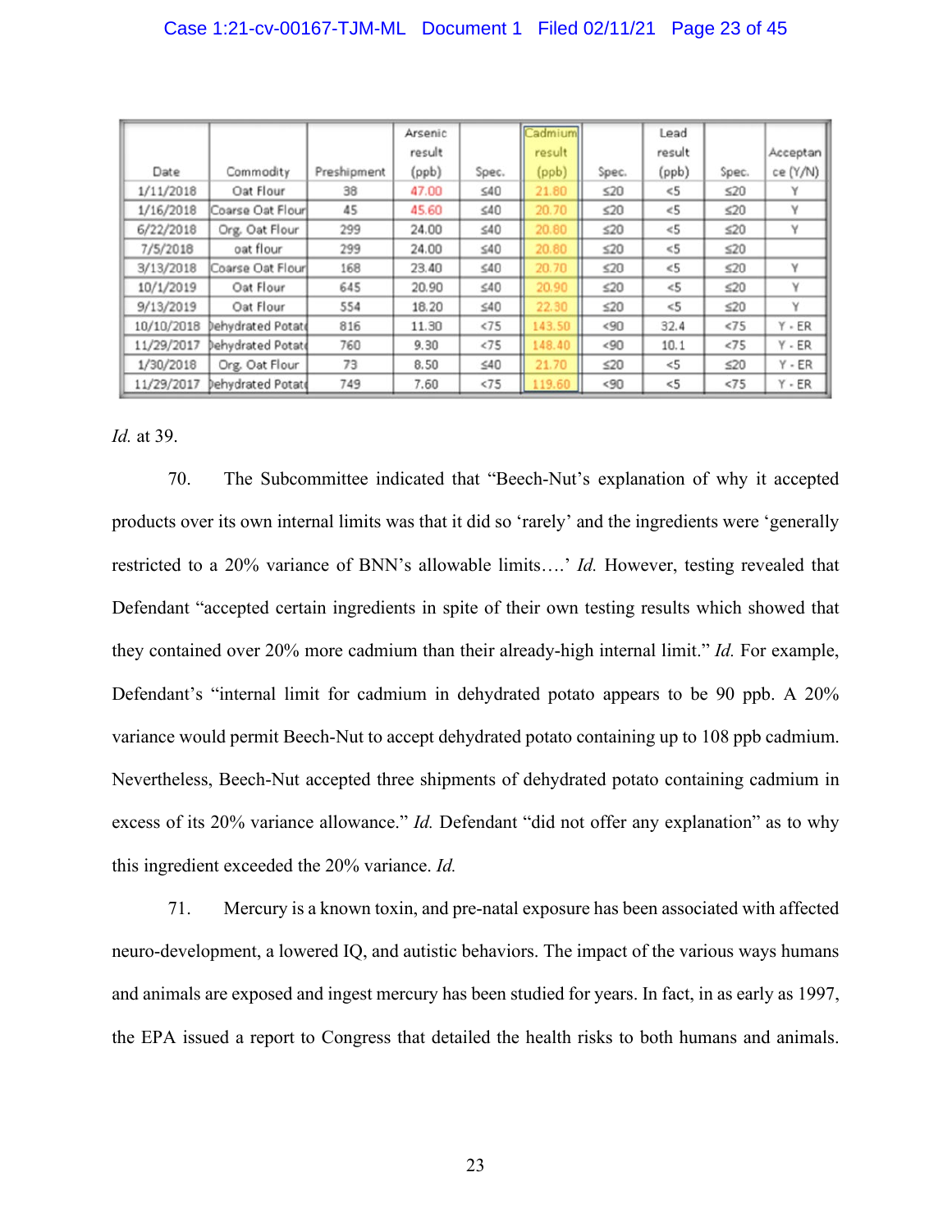| Date | Commodity | Preshipment | Arsenic result (ppb) | Spec. | Cadmium result (ppb) | Spec. | Lead result (ppb) | Spec. | Acceptance (Y/N) |
|---|---|---|---|---|---|---|---|---|---|
| 1/11/2018 | Oat Flour | 38 | 47.00 | ≤40 | 21.80 | ≤20 | <5 | ≤20 | Y |
| 1/16/2018 | Coarse Oat Flour | 45 | 45.60 | ≤40 | 20.70 | ≤20 | <5 | ≤20 | Y |
| 6/22/2018 | Org. Oat Flour | 299 | 24.00 | ≤40 | 20.80 | ≤20 | <5 | ≤20 | Y |
| 7/5/2018 | oat flour | 299 | 24.00 | ≤40 | 20.80 | ≤20 | <5 | ≤20 | |
| 3/13/2018 | Coarse Oat Flour | 168 | 23.40 | ≤40 | 20.70 | ≤20 | <5 | ≤20 | Y |
| 10/1/2019 | Oat Flour | 645 | 20.90 | ≤40 | 20.90 | ≤20 | <5 | ≤20 | Y |
| 9/13/2019 | Oat Flour | 554 | 18.20 | ≤40 | 22.30 | ≤20 | <5 | ≤20 | Y |
| 10/10/2018 | Dehydrated Potato | 816 | 11.30 | <75 | 143.50 | <90 | 32.4 | <75 | Y - ER |
| 11/29/2017 | Dehydrated Potato | 760 | 9.30 | <75 | 148.40 | <90 | 10.1 | <75 | Y - ER |
| 1/30/2018 | Org. Oat Flour | 73 | 8.50 | ≤40 | 21.70 | ≤20 | <5 | ≤20 | Y - ER |
| 11/29/2017 | Dehydrated Potato | 749 | 7.60 | <75 | 119.60 | <90 | <5 | <75 | Y - ER |

*Id.* at 39.

70. The Subcommittee indicated that "Beech-Nut's explanation of why it accepted products over its own internal limits was that it did so 'rarely' and the ingredients were 'generally restricted to a 20% variance of BNN's allowable limits….' *Id.* However, testing revealed that Defendant "accepted certain ingredients in spite of their own testing results which showed that they contained over 20% more cadmium than their already-high internal limit." *Id.* For example, Defendant's "internal limit for cadmium in dehydrated potato appears to be 90 ppb. A 20% variance would permit Beech-Nut to accept dehydrated potato containing up to 108 ppb cadmium. Nevertheless, Beech-Nut accepted three shipments of dehydrated potato containing cadmium in excess of its 20% variance allowance." *Id.* Defendant "did not offer any explanation" as to why this ingredient exceeded the 20% variance. *Id.*

71. Mercury is a known toxin, and pre-natal exposure has been associated with affected neuro-development, a lowered IQ, and autistic behaviors. The impact of the various ways humans and animals are exposed and ingest mercury has been studied for years. In fact, in as early as 1997, the EPA issued a report to Congress that detailed the health risks to both humans and animals.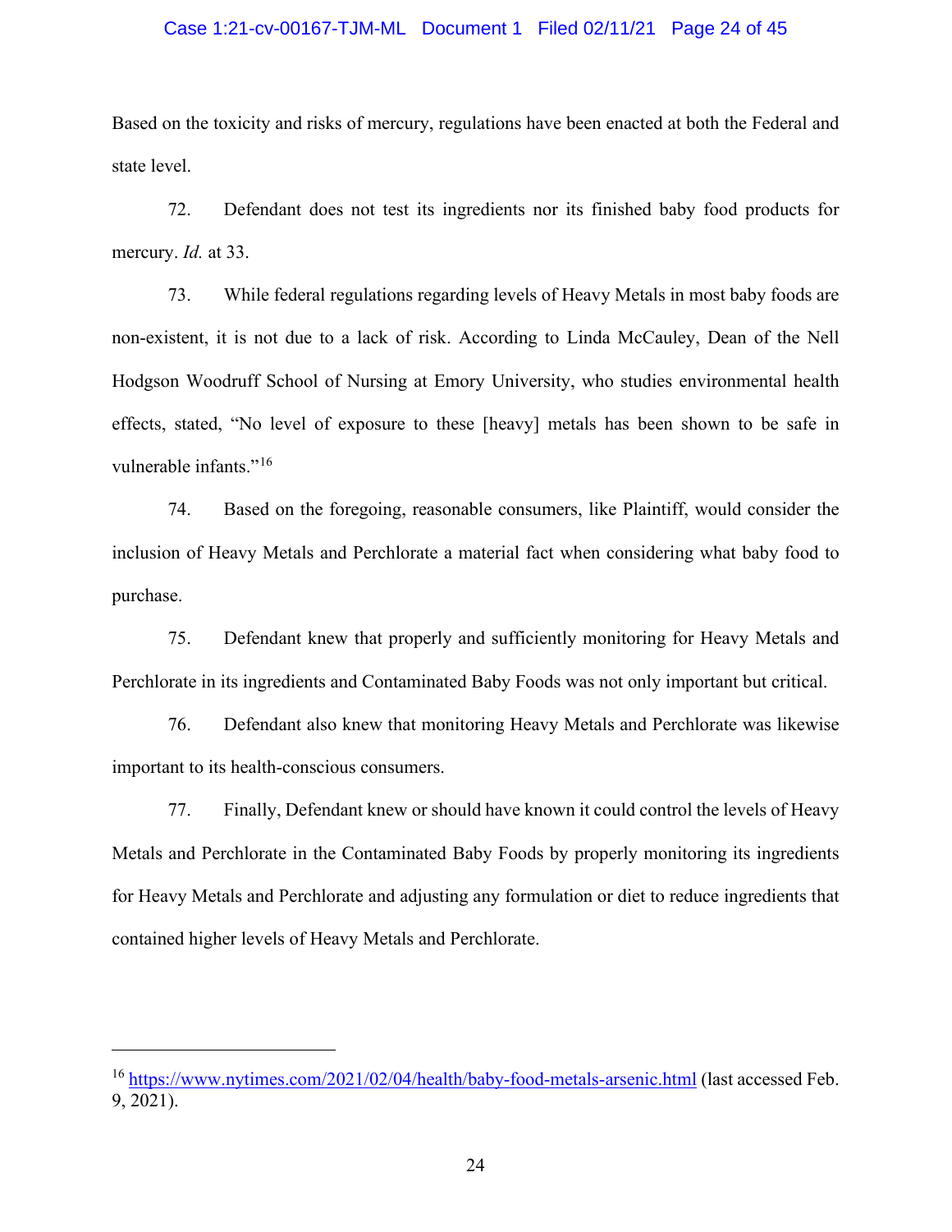Based on the toxicity and risks of mercury, regulations have been enacted at both the Federal and state level.

72. Defendant does not test its ingredients nor its finished baby food products for mercury. *Id.* at 33.

73. While federal regulations regarding levels of Heavy Metals in most baby foods are non-existent, it is not due to a lack of risk. According to Linda McCauley, Dean of the Nell Hodgson Woodruff School of Nursing at Emory University, who studies environmental health effects, stated, "No level of exposure to these [heavy] metals has been shown to be safe in vulnerable infants."[16]

74. Based on the foregoing, reasonable consumers, like Plaintiff, would consider the inclusion of Heavy Metals and Perchlorate a material fact when considering what baby food to purchase.

75. Defendant knew that properly and sufficiently monitoring for Heavy Metals and Perchlorate in its ingredients and Contaminated Baby Foods was not only important but critical.

76. Defendant also knew that monitoring Heavy Metals and Perchlorate was likewise important to its health-conscious consumers.

77. Finally, Defendant knew or should have known it could control the levels of Heavy Metals and Perchlorate in the Contaminated Baby Foods by properly monitoring its ingredients for Heavy Metals and Perchlorate and adjusting any formulation or diet to reduce ingredients that contained higher levels of Heavy Metals and Perchlorate.

---

[16] https://www.nytimes.com/2021/02/04/health/baby-food-metals-arsenic.html (last accessed Feb. 9, 2021).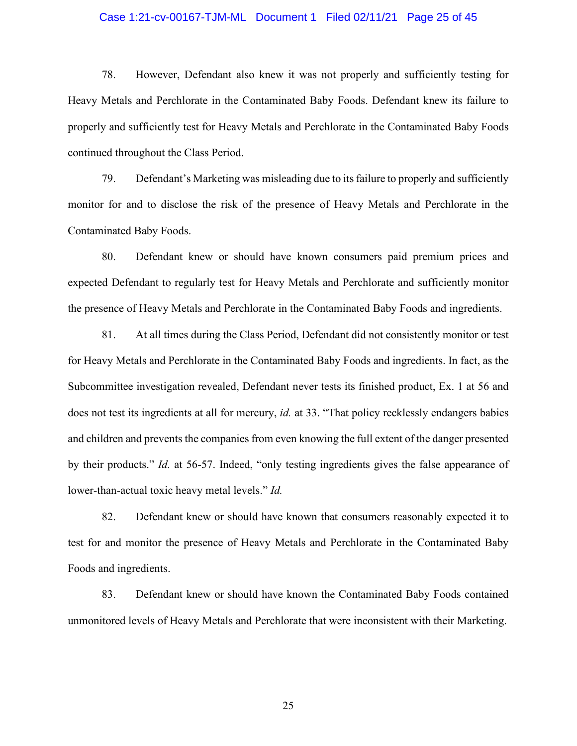78. However, Defendant also knew it was not properly and sufficiently testing for Heavy Metals and Perchlorate in the Contaminated Baby Foods. Defendant knew its failure to properly and sufficiently test for Heavy Metals and Perchlorate in the Contaminated Baby Foods continued throughout the Class Period.

79. Defendant's Marketing was misleading due to its failure to properly and sufficiently monitor for and to disclose the risk of the presence of Heavy Metals and Perchlorate in the Contaminated Baby Foods.

80. Defendant knew or should have known consumers paid premium prices and expected Defendant to regularly test for Heavy Metals and Perchlorate and sufficiently monitor the presence of Heavy Metals and Perchlorate in the Contaminated Baby Foods and ingredients.

81. At all times during the Class Period, Defendant did not consistently monitor or test for Heavy Metals and Perchlorate in the Contaminated Baby Foods and ingredients. In fact, as the Subcommittee investigation revealed, Defendant never tests its finished product, Ex. 1 at 56 and does not test its ingredients at all for mercury, *id.* at 33. "That policy recklessly endangers babies and children and prevents the companies from even knowing the full extent of the danger presented by their products." *Id.* at 56-57. Indeed, "only testing ingredients gives the false appearance of lower-than-actual toxic heavy metal levels." *Id.*

82. Defendant knew or should have known that consumers reasonably expected it to test for and monitor the presence of Heavy Metals and Perchlorate in the Contaminated Baby Foods and ingredients.

83. Defendant knew or should have known the Contaminated Baby Foods contained unmonitored levels of Heavy Metals and Perchlorate that were inconsistent with their Marketing.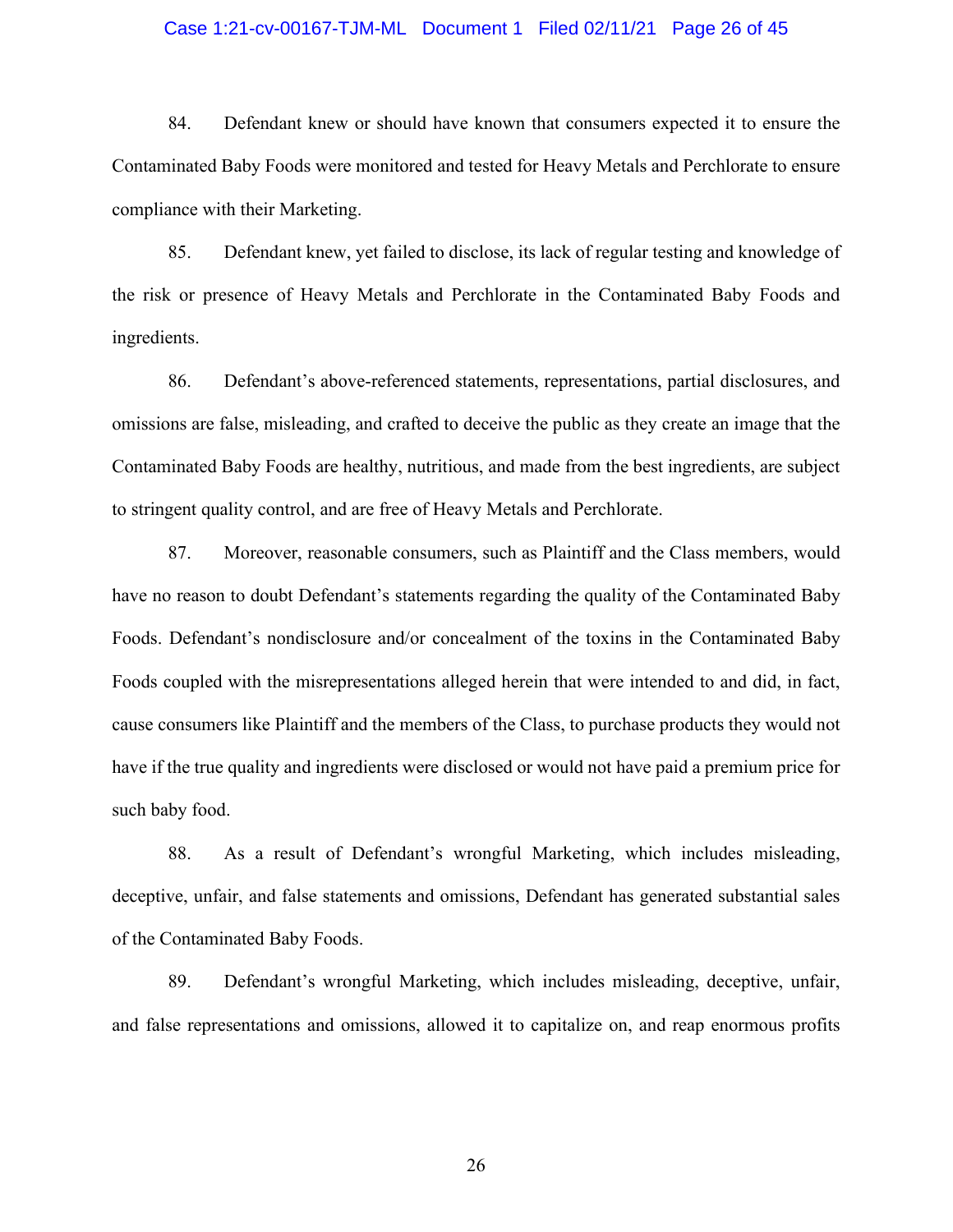84. Defendant knew or should have known that consumers expected it to ensure the Contaminated Baby Foods were monitored and tested for Heavy Metals and Perchlorate to ensure compliance with their Marketing.

85. Defendant knew, yet failed to disclose, its lack of regular testing and knowledge of the risk or presence of Heavy Metals and Perchlorate in the Contaminated Baby Foods and ingredients.

86. Defendant's above-referenced statements, representations, partial disclosures, and omissions are false, misleading, and crafted to deceive the public as they create an image that the Contaminated Baby Foods are healthy, nutritious, and made from the best ingredients, are subject to stringent quality control, and are free of Heavy Metals and Perchlorate.

87. Moreover, reasonable consumers, such as Plaintiff and the Class members, would have no reason to doubt Defendant's statements regarding the quality of the Contaminated Baby Foods. Defendant's nondisclosure and/or concealment of the toxins in the Contaminated Baby Foods coupled with the misrepresentations alleged herein that were intended to and did, in fact, cause consumers like Plaintiff and the members of the Class, to purchase products they would not have if the true quality and ingredients were disclosed or would not have paid a premium price for such baby food.

88. As a result of Defendant's wrongful Marketing, which includes misleading, deceptive, unfair, and false statements and omissions, Defendant has generated substantial sales of the Contaminated Baby Foods.

89. Defendant's wrongful Marketing, which includes misleading, deceptive, unfair, and false representations and omissions, allowed it to capitalize on, and reap enormous profits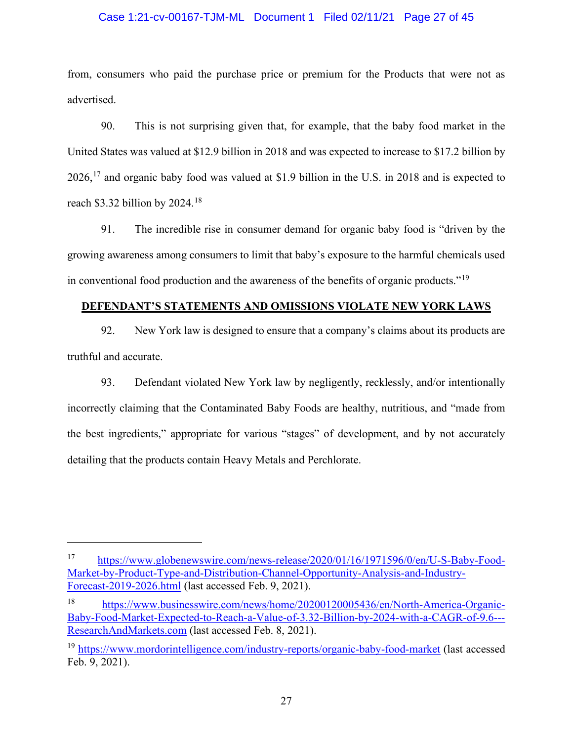from, consumers who paid the purchase price or premium for the Products that were not as advertised.

90. This is not surprising given that, for example, that the baby food market in the United States was valued at $12.9 billion in 2018 and was expected to increase to $17.2 billion by 2026,[17] and organic baby food was valued at $1.9 billion in the U.S. in 2018 and is expected to reach $3.32 billion by 2024.[18]

91. The incredible rise in consumer demand for organic baby food is "driven by the growing awareness among consumers to limit that baby's exposure to the harmful chemicals used in conventional food production and the awareness of the benefits of organic products."[19]

## DEFENDANT'S STATEMENTS AND OMISSIONS VIOLATE NEW YORK LAWS

92. New York law is designed to ensure that a company's claims about its products are truthful and accurate.

93. Defendant violated New York law by negligently, recklessly, and/or intentionally incorrectly claiming that the Contaminated Baby Foods are healthy, nutritious, and "made from the best ingredients," appropriate for various "stages" of development, and by not accurately detailing that the products contain Heavy Metals and Perchlorate.

---

[17] https://www.globenewswire.com/news-release/2020/01/16/1971596/0/en/U-S-Baby-Food-Market-by-Product-Type-and-Distribution-Channel-Opportunity-Analysis-and-Industry-Forecast-2019-2026.html (last accessed Feb. 9, 2021).

[18] https://www.businesswire.com/news/home/20200120005436/en/North-America-Organic-Baby-Food-Market-Expected-to-Reach-a-Value-of-3.32-Billion-by-2024-with-a-CAGR-of-9.6---ResearchAndMarkets.com (last accessed Feb. 8, 2021).

[19] https://www.mordorintelligence.com/industry-reports/organic-baby-food-market (last accessed Feb. 9, 2021).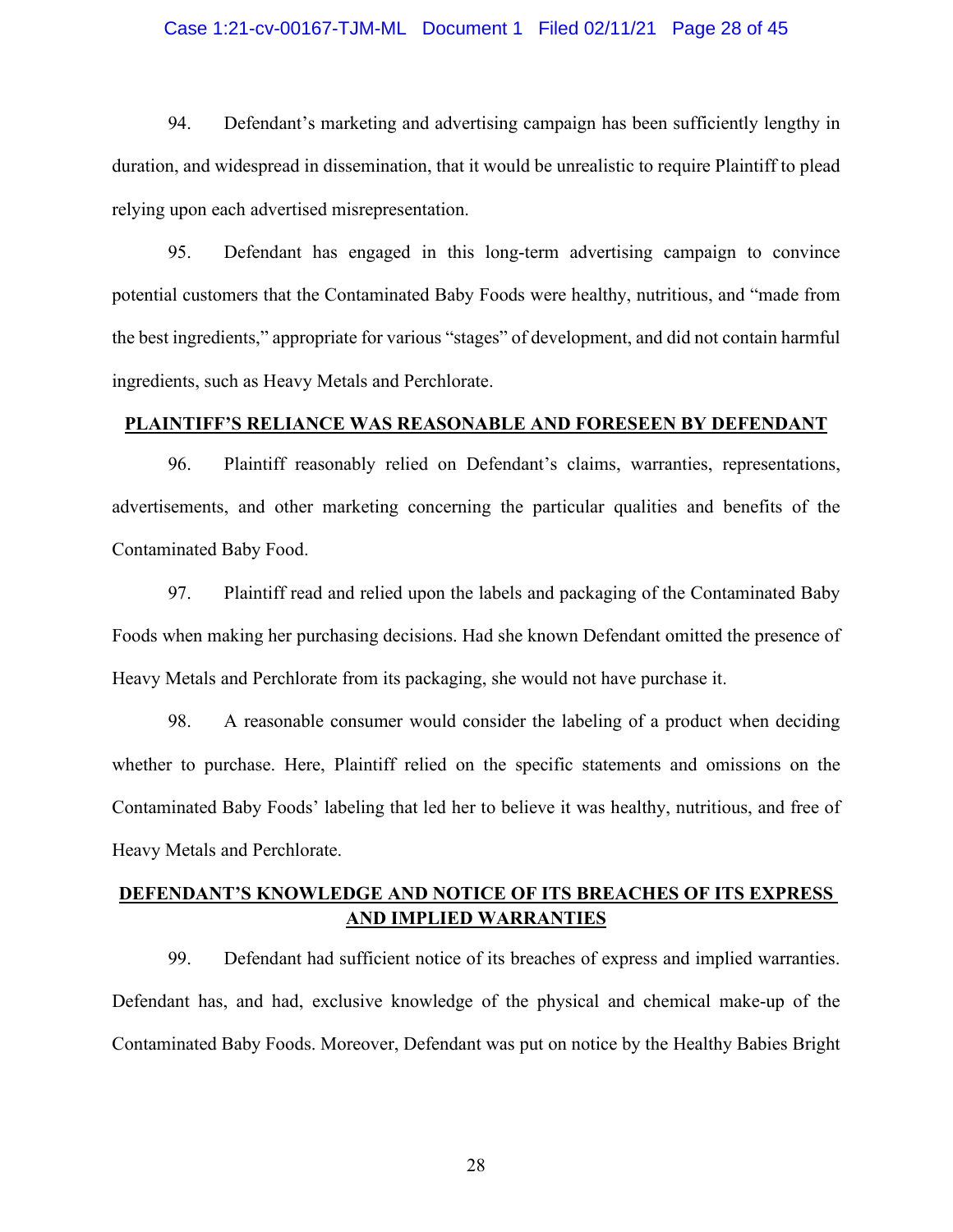94. Defendant's marketing and advertising campaign has been sufficiently lengthy in duration, and widespread in dissemination, that it would be unrealistic to require Plaintiff to plead relying upon each advertised misrepresentation.

95. Defendant has engaged in this long-term advertising campaign to convince potential customers that the Contaminated Baby Foods were healthy, nutritious, and "made from the best ingredients," appropriate for various "stages" of development, and did not contain harmful ingredients, such as Heavy Metals and Perchlorate.

## PLAINTIFF'S RELIANCE WAS REASONABLE AND FORESEEN BY DEFENDANT

96. Plaintiff reasonably relied on Defendant's claims, warranties, representations, advertisements, and other marketing concerning the particular qualities and benefits of the Contaminated Baby Food.

97. Plaintiff read and relied upon the labels and packaging of the Contaminated Baby Foods when making her purchasing decisions. Had she known Defendant omitted the presence of Heavy Metals and Perchlorate from its packaging, she would not have purchase it.

98. A reasonable consumer would consider the labeling of a product when deciding whether to purchase. Here, Plaintiff relied on the specific statements and omissions on the Contaminated Baby Foods' labeling that led her to believe it was healthy, nutritious, and free of Heavy Metals and Perchlorate.

## DEFENDANT'S KNOWLEDGE AND NOTICE OF ITS BREACHES OF ITS EXPRESS AND IMPLIED WARRANTIES

99. Defendant had sufficient notice of its breaches of express and implied warranties. Defendant has, and had, exclusive knowledge of the physical and chemical make-up of the Contaminated Baby Foods. Moreover, Defendant was put on notice by the Healthy Babies Bright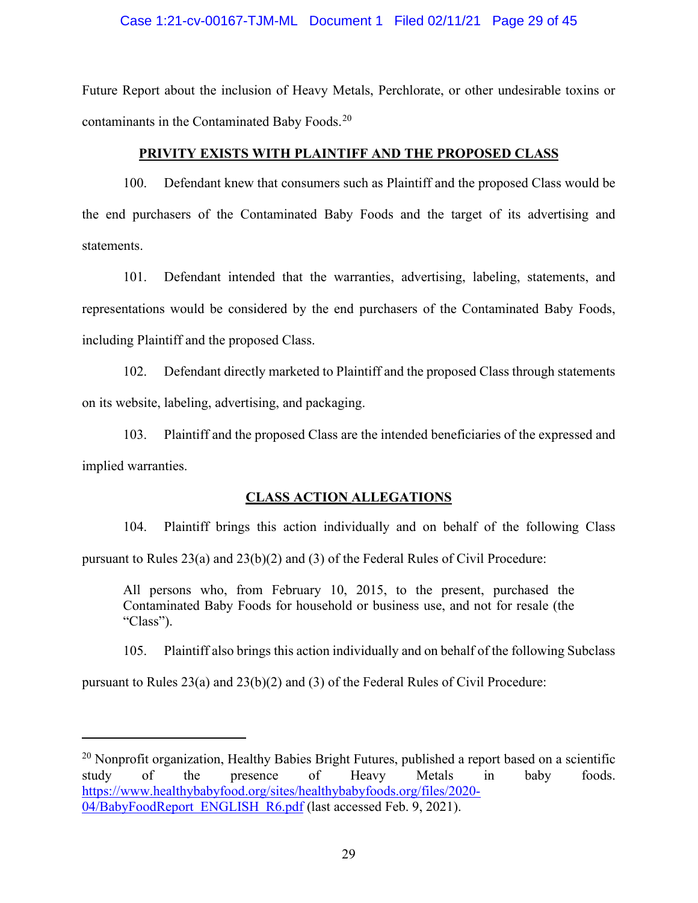Future Report about the inclusion of Heavy Metals, Perchlorate, or other undesirable toxins or contaminants in the Contaminated Baby Foods.[20]

## PRIVITY EXISTS WITH PLAINTIFF AND THE PROPOSED CLASS

100. Defendant knew that consumers such as Plaintiff and the proposed Class would be the end purchasers of the Contaminated Baby Foods and the target of its advertising and statements.

101. Defendant intended that the warranties, advertising, labeling, statements, and representations would be considered by the end purchasers of the Contaminated Baby Foods, including Plaintiff and the proposed Class.

102. Defendant directly marketed to Plaintiff and the proposed Class through statements on its website, labeling, advertising, and packaging.

103. Plaintiff and the proposed Class are the intended beneficiaries of the expressed and implied warranties.

## CLASS ACTION ALLEGATIONS

104. Plaintiff brings this action individually and on behalf of the following Class pursuant to Rules 23(a) and 23(b)(2) and (3) of the Federal Rules of Civil Procedure:

> All persons who, from February 10, 2015, to the present, purchased the Contaminated Baby Foods for household or business use, and not for resale (the "Class").

105. Plaintiff also brings this action individually and on behalf of the following Subclass pursuant to Rules 23(a) and 23(b)(2) and (3) of the Federal Rules of Civil Procedure:

---

[20] Nonprofit organization, Healthy Babies Bright Futures, published a report based on a scientific study of the presence of Heavy Metals in baby foods. https://www.healthybabyfood.org/sites/healthybabyfoods.org/files/2020-04/BabyFoodReport_ENGLISH_R6.pdf (last accessed Feb. 9, 2021).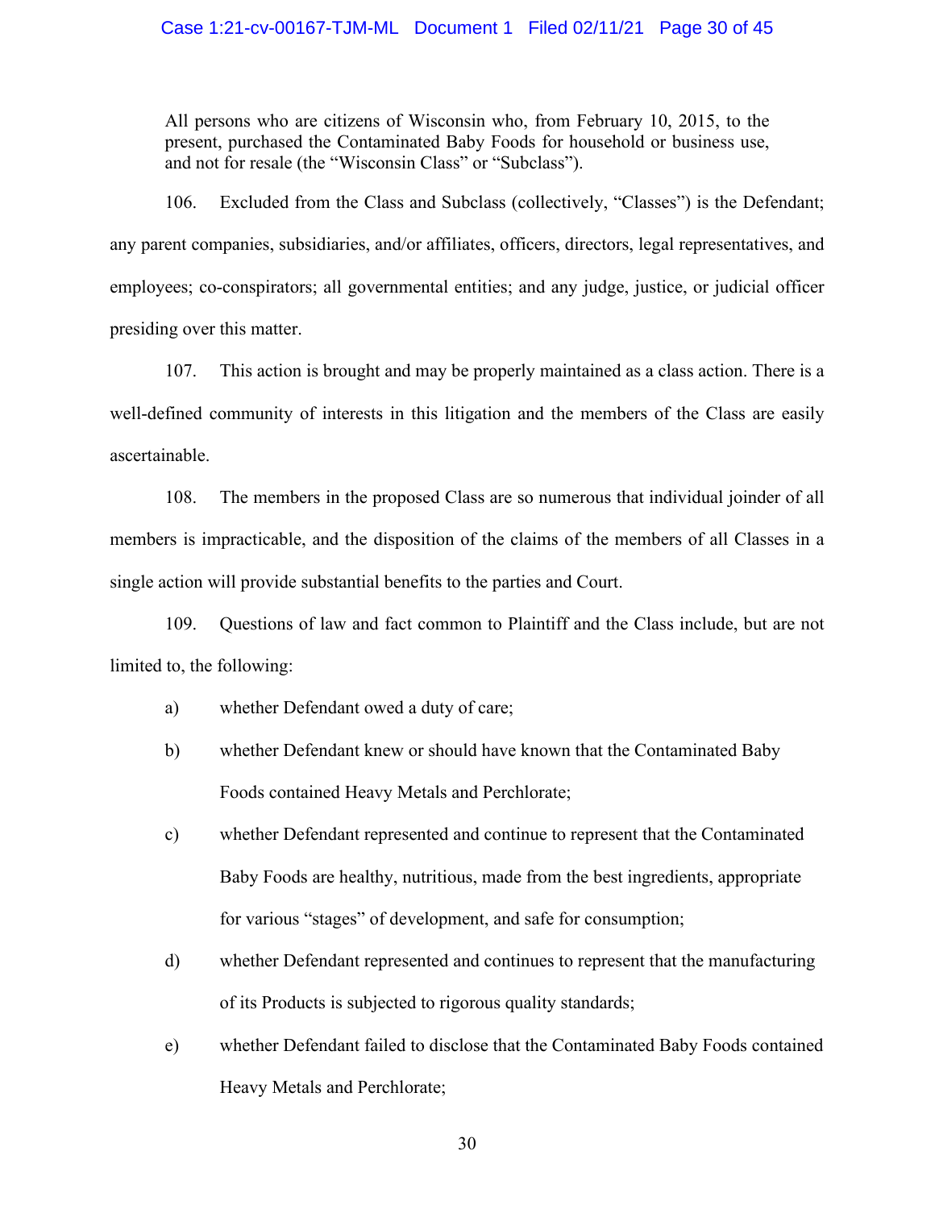> All persons who are citizens of Wisconsin who, from February 10, 2015, to the present, purchased the Contaminated Baby Foods for household or business use, and not for resale (the "Wisconsin Class" or "Subclass").

106. Excluded from the Class and Subclass (collectively, "Classes") is the Defendant; any parent companies, subsidiaries, and/or affiliates, officers, directors, legal representatives, and employees; co-conspirators; all governmental entities; and any judge, justice, or judicial officer presiding over this matter.

107. This action is brought and may be properly maintained as a class action. There is a well-defined community of interests in this litigation and the members of the Class are easily ascertainable.

108. The members in the proposed Class are so numerous that individual joinder of all members is impracticable, and the disposition of the claims of the members of all Classes in a single action will provide substantial benefits to the parties and Court.

109. Questions of law and fact common to Plaintiff and the Class include, but are not limited to, the following:

a) whether Defendant owed a duty of care;

b) whether Defendant knew or should have known that the Contaminated Baby Foods contained Heavy Metals and Perchlorate;

c) whether Defendant represented and continue to represent that the Contaminated Baby Foods are healthy, nutritious, made from the best ingredients, appropriate for various "stages" of development, and safe for consumption;

d) whether Defendant represented and continues to represent that the manufacturing of its Products is subjected to rigorous quality standards;

e) whether Defendant failed to disclose that the Contaminated Baby Foods contained Heavy Metals and Perchlorate;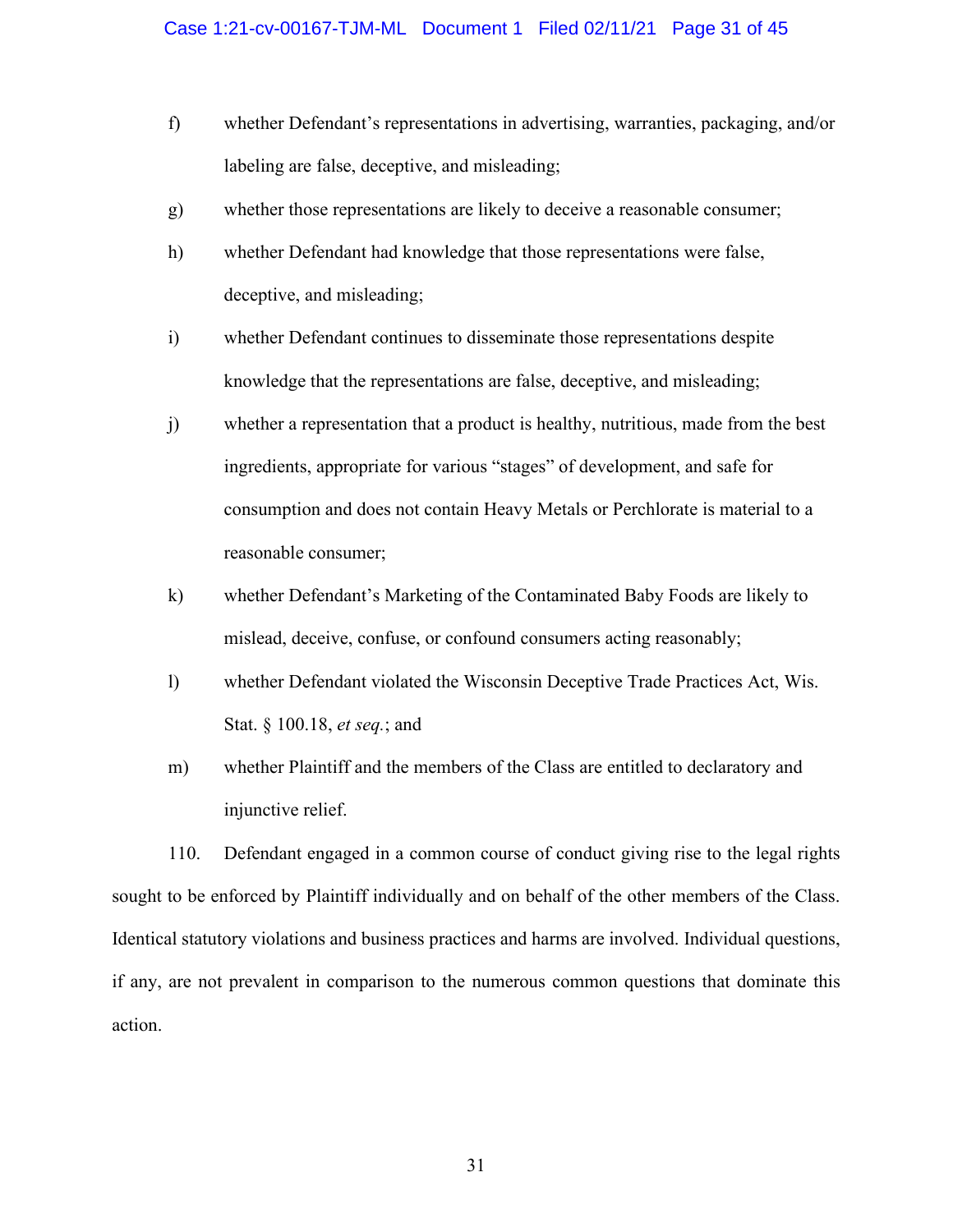f) whether Defendant's representations in advertising, warranties, packaging, and/or labeling are false, deceptive, and misleading;

g) whether those representations are likely to deceive a reasonable consumer;

h) whether Defendant had knowledge that those representations were false, deceptive, and misleading;

i) whether Defendant continues to disseminate those representations despite knowledge that the representations are false, deceptive, and misleading;

j) whether a representation that a product is healthy, nutritious, made from the best ingredients, appropriate for various "stages" of development, and safe for consumption and does not contain Heavy Metals or Perchlorate is material to a reasonable consumer;

k) whether Defendant's Marketing of the Contaminated Baby Foods are likely to mislead, deceive, confuse, or confound consumers acting reasonably;

l) whether Defendant violated the Wisconsin Deceptive Trade Practices Act, Wis. Stat. § 100.18, *et seq.*; and

m) whether Plaintiff and the members of the Class are entitled to declaratory and injunctive relief.

110. Defendant engaged in a common course of conduct giving rise to the legal rights sought to be enforced by Plaintiff individually and on behalf of the other members of the Class. Identical statutory violations and business practices and harms are involved. Individual questions, if any, are not prevalent in comparison to the numerous common questions that dominate this action.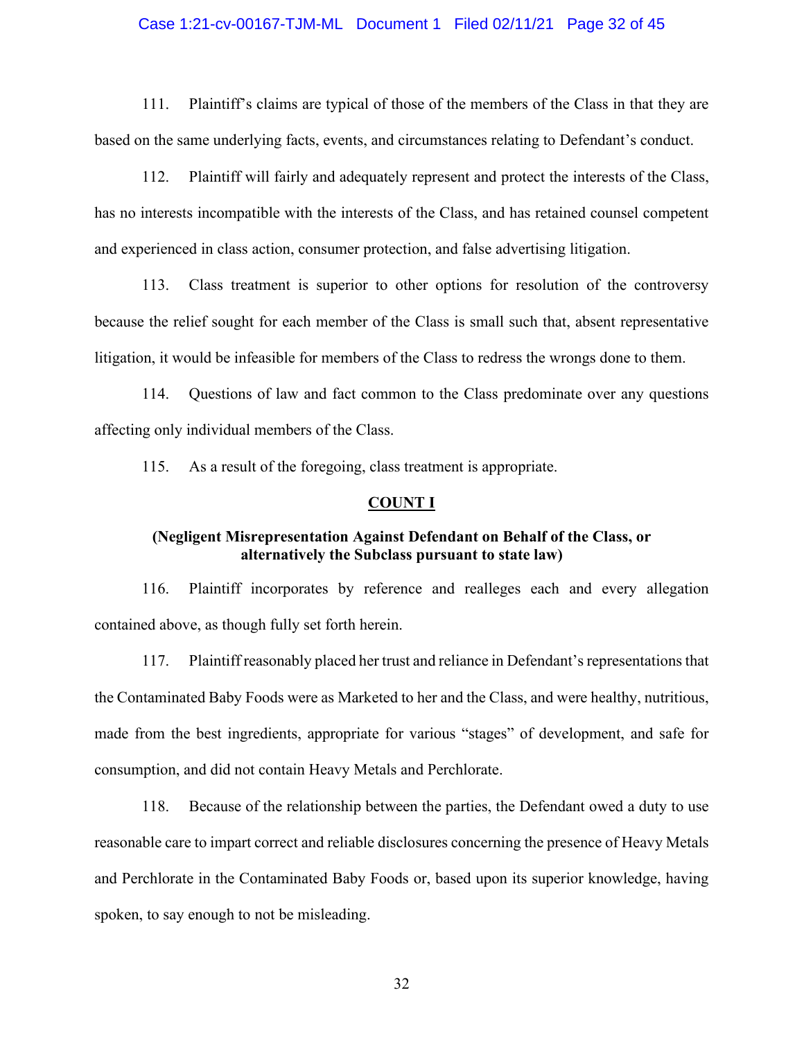111. Plaintiff's claims are typical of those of the members of the Class in that they are based on the same underlying facts, events, and circumstances relating to Defendant's conduct.

112. Plaintiff will fairly and adequately represent and protect the interests of the Class, has no interests incompatible with the interests of the Class, and has retained counsel competent and experienced in class action, consumer protection, and false advertising litigation.

113. Class treatment is superior to other options for resolution of the controversy because the relief sought for each member of the Class is small such that, absent representative litigation, it would be infeasible for members of the Class to redress the wrongs done to them.

114. Questions of law and fact common to the Class predominate over any questions affecting only individual members of the Class.

115. As a result of the foregoing, class treatment is appropriate.

## COUNT I

**(Negligent Misrepresentation Against Defendant on Behalf of the Class, or alternatively the Subclass pursuant to state law)**

116. Plaintiff incorporates by reference and realleges each and every allegation contained above, as though fully set forth herein.

117. Plaintiff reasonably placed her trust and reliance in Defendant's representations that the Contaminated Baby Foods were as Marketed to her and the Class, and were healthy, nutritious, made from the best ingredients, appropriate for various "stages" of development, and safe for consumption, and did not contain Heavy Metals and Perchlorate.

118. Because of the relationship between the parties, the Defendant owed a duty to use reasonable care to impart correct and reliable disclosures concerning the presence of Heavy Metals and Perchlorate in the Contaminated Baby Foods or, based upon its superior knowledge, having spoken, to say enough to not be misleading.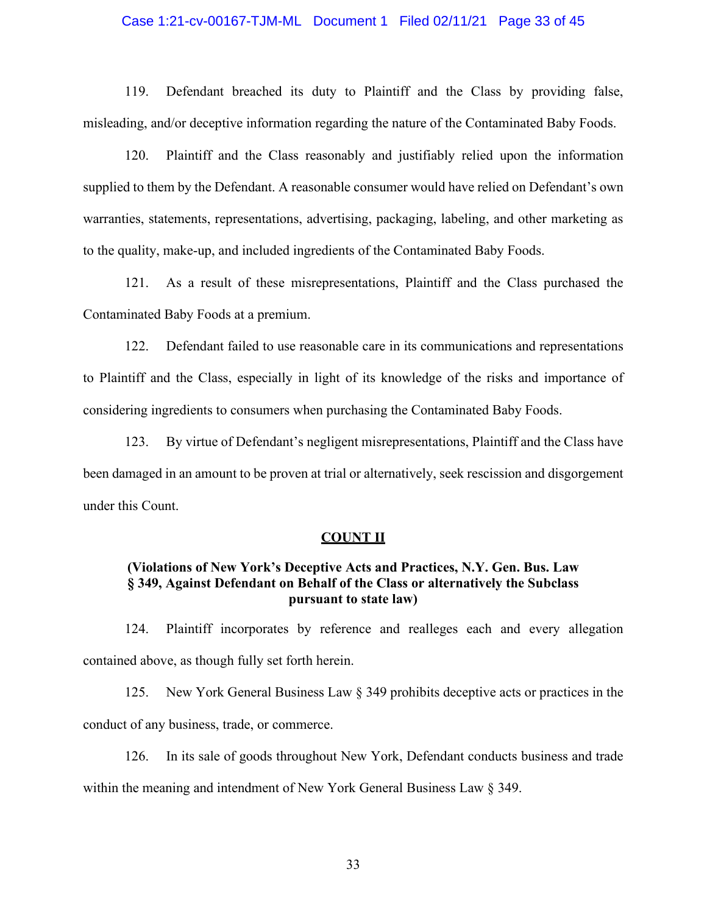119. Defendant breached its duty to Plaintiff and the Class by providing false, misleading, and/or deceptive information regarding the nature of the Contaminated Baby Foods.

120. Plaintiff and the Class reasonably and justifiably relied upon the information supplied to them by the Defendant. A reasonable consumer would have relied on Defendant's own warranties, statements, representations, advertising, packaging, labeling, and other marketing as to the quality, make-up, and included ingredients of the Contaminated Baby Foods.

121. As a result of these misrepresentations, Plaintiff and the Class purchased the Contaminated Baby Foods at a premium.

122. Defendant failed to use reasonable care in its communications and representations to Plaintiff and the Class, especially in light of its knowledge of the risks and importance of considering ingredients to consumers when purchasing the Contaminated Baby Foods.

123. By virtue of Defendant's negligent misrepresentations, Plaintiff and the Class have been damaged in an amount to be proven at trial or alternatively, seek rescission and disgorgement under this Count.

**COUNT II**

**(Violations of New York's Deceptive Acts and Practices, N.Y. Gen. Bus. Law § 349, Against Defendant on Behalf of the Class or alternatively the Subclass pursuant to state law)**

124. Plaintiff incorporates by reference and realleges each and every allegation contained above, as though fully set forth herein.

125. New York General Business Law § 349 prohibits deceptive acts or practices in the conduct of any business, trade, or commerce.

126. In its sale of goods throughout New York, Defendant conducts business and trade within the meaning and intendment of New York General Business Law § 349.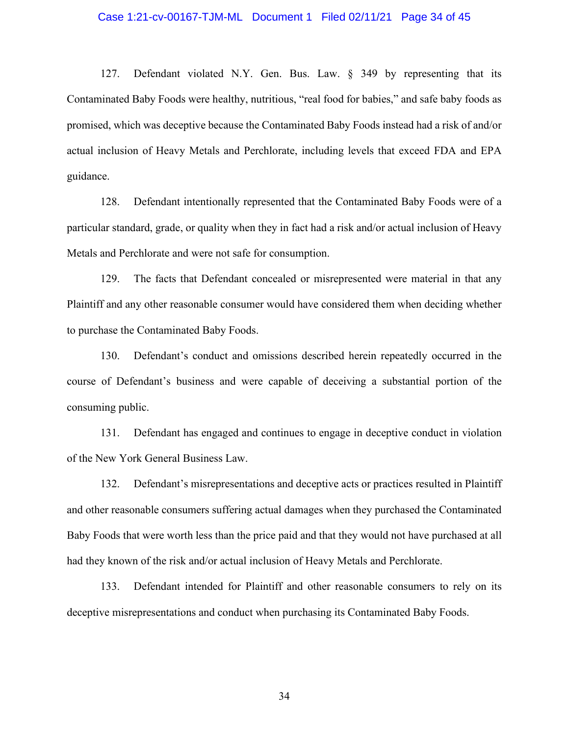127. Defendant violated N.Y. Gen. Bus. Law. § 349 by representing that its Contaminated Baby Foods were healthy, nutritious, "real food for babies," and safe baby foods as promised, which was deceptive because the Contaminated Baby Foods instead had a risk of and/or actual inclusion of Heavy Metals and Perchlorate, including levels that exceed FDA and EPA guidance.

128. Defendant intentionally represented that the Contaminated Baby Foods were of a particular standard, grade, or quality when they in fact had a risk and/or actual inclusion of Heavy Metals and Perchlorate and were not safe for consumption.

129. The facts that Defendant concealed or misrepresented were material in that any Plaintiff and any other reasonable consumer would have considered them when deciding whether to purchase the Contaminated Baby Foods.

130. Defendant's conduct and omissions described herein repeatedly occurred in the course of Defendant's business and were capable of deceiving a substantial portion of the consuming public.

131. Defendant has engaged and continues to engage in deceptive conduct in violation of the New York General Business Law.

132. Defendant's misrepresentations and deceptive acts or practices resulted in Plaintiff and other reasonable consumers suffering actual damages when they purchased the Contaminated Baby Foods that were worth less than the price paid and that they would not have purchased at all had they known of the risk and/or actual inclusion of Heavy Metals and Perchlorate.

133. Defendant intended for Plaintiff and other reasonable consumers to rely on its deceptive misrepresentations and conduct when purchasing its Contaminated Baby Foods.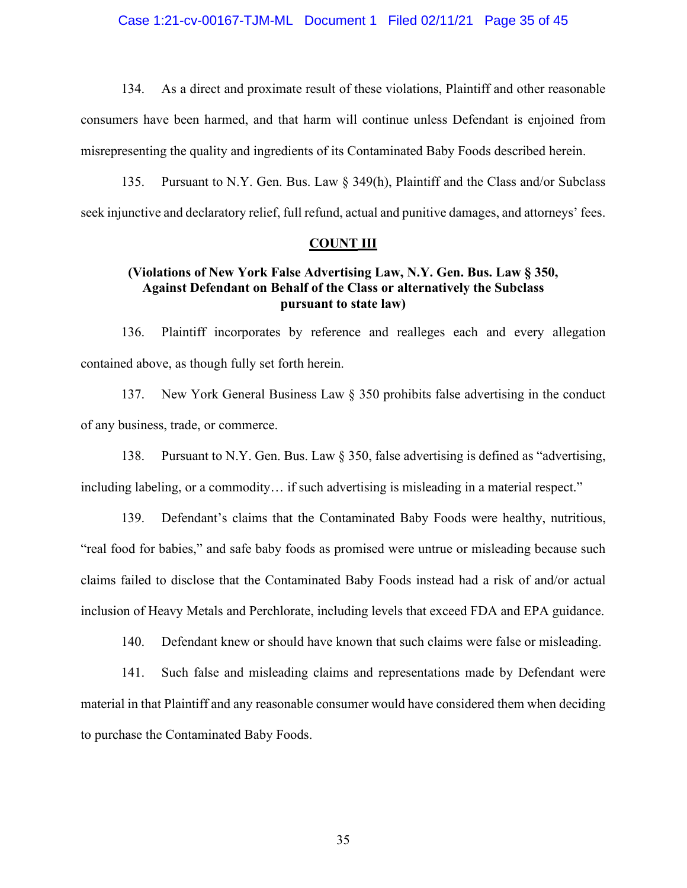134. As a direct and proximate result of these violations, Plaintiff and other reasonable consumers have been harmed, and that harm will continue unless Defendant is enjoined from misrepresenting the quality and ingredients of its Contaminated Baby Foods described herein.

135. Pursuant to N.Y. Gen. Bus. Law § 349(h), Plaintiff and the Class and/or Subclass seek injunctive and declaratory relief, full refund, actual and punitive damages, and attorneys' fees.

## COUNT III

**(Violations of New York False Advertising Law, N.Y. Gen. Bus. Law § 350, Against Defendant on Behalf of the Class or alternatively the Subclass pursuant to state law)**

136. Plaintiff incorporates by reference and realleges each and every allegation contained above, as though fully set forth herein.

137. New York General Business Law § 350 prohibits false advertising in the conduct of any business, trade, or commerce.

138. Pursuant to N.Y. Gen. Bus. Law § 350, false advertising is defined as "advertising, including labeling, or a commodity… if such advertising is misleading in a material respect."

139. Defendant's claims that the Contaminated Baby Foods were healthy, nutritious, "real food for babies," and safe baby foods as promised were untrue or misleading because such claims failed to disclose that the Contaminated Baby Foods instead had a risk of and/or actual inclusion of Heavy Metals and Perchlorate, including levels that exceed FDA and EPA guidance.

140. Defendant knew or should have known that such claims were false or misleading.

141. Such false and misleading claims and representations made by Defendant were material in that Plaintiff and any reasonable consumer would have considered them when deciding to purchase the Contaminated Baby Foods.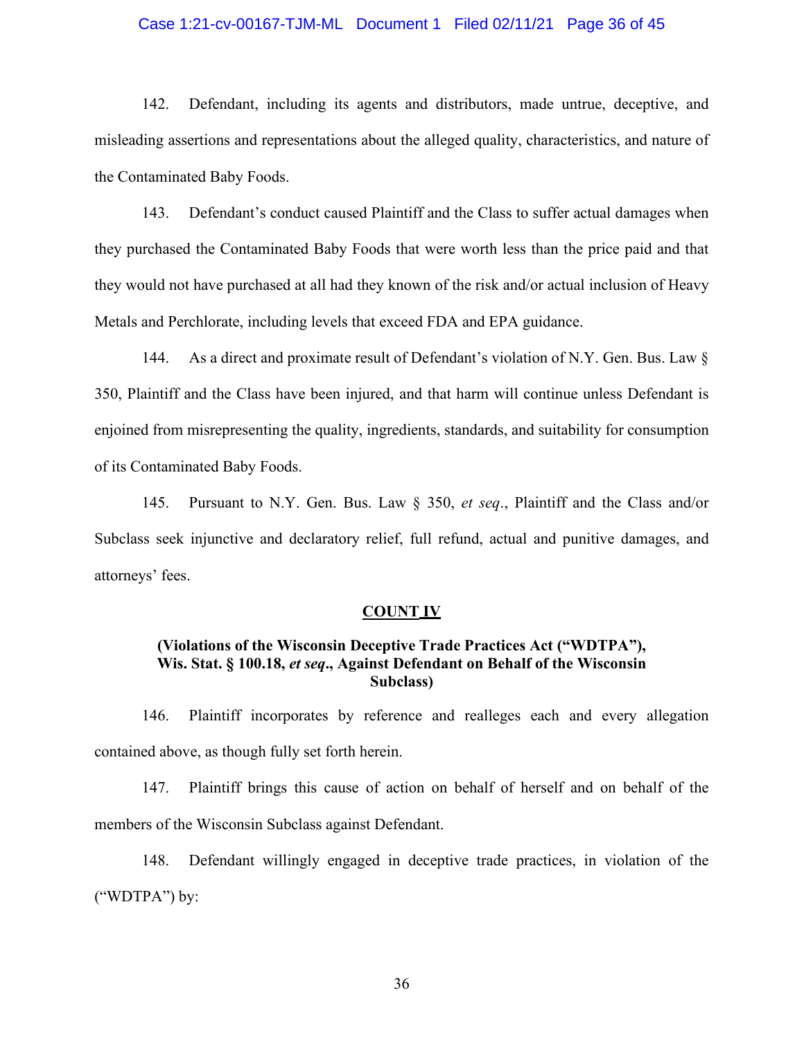142. Defendant, including its agents and distributors, made untrue, deceptive, and misleading assertions and representations about the alleged quality, characteristics, and nature of the Contaminated Baby Foods.

143. Defendant's conduct caused Plaintiff and the Class to suffer actual damages when they purchased the Contaminated Baby Foods that were worth less than the price paid and that they would not have purchased at all had they known of the risk and/or actual inclusion of Heavy Metals and Perchlorate, including levels that exceed FDA and EPA guidance.

144. As a direct and proximate result of Defendant's violation of N.Y. Gen. Bus. Law § 350, Plaintiff and the Class have been injured, and that harm will continue unless Defendant is enjoined from misrepresenting the quality, ingredients, standards, and suitability for consumption of its Contaminated Baby Foods.

145. Pursuant to N.Y. Gen. Bus. Law § 350, *et seq*., Plaintiff and the Class and/or Subclass seek injunctive and declaratory relief, full refund, actual and punitive damages, and attorneys' fees.

## COUNT IV

**(Violations of the Wisconsin Deceptive Trade Practices Act ("WDTPA"), Wis. Stat. § 100.18, *et seq*., Against Defendant on Behalf of the Wisconsin Subclass)**

146. Plaintiff incorporates by reference and realleges each and every allegation contained above, as though fully set forth herein.

147. Plaintiff brings this cause of action on behalf of herself and on behalf of the members of the Wisconsin Subclass against Defendant.

148. Defendant willingly engaged in deceptive trade practices, in violation of the ("WDTPA") by: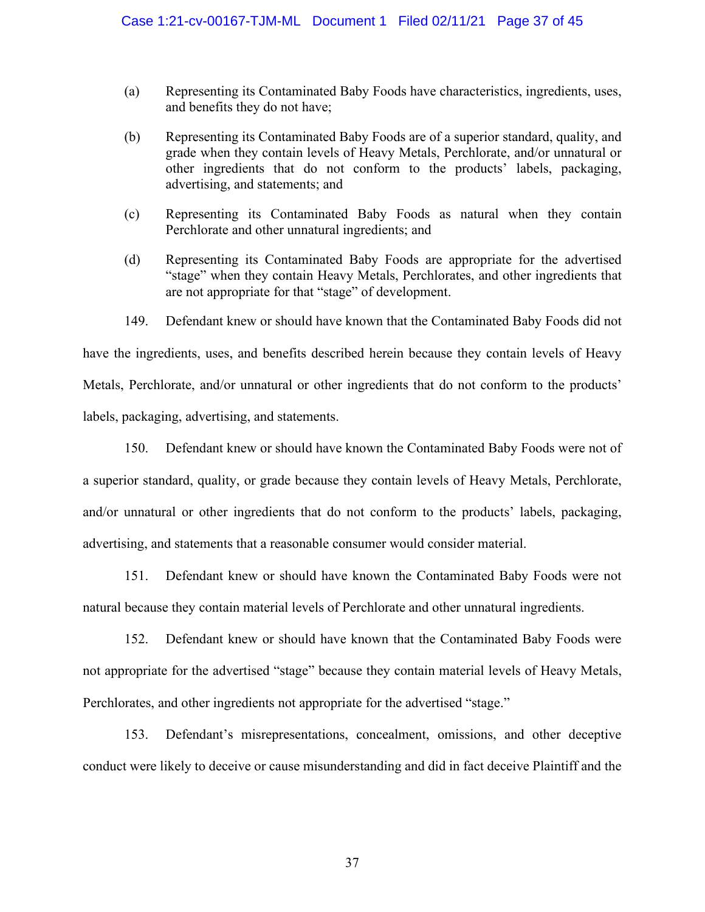(a) Representing its Contaminated Baby Foods have characteristics, ingredients, uses, and benefits they do not have;

(b) Representing its Contaminated Baby Foods are of a superior standard, quality, and grade when they contain levels of Heavy Metals, Perchlorate, and/or unnatural or other ingredients that do not conform to the products' labels, packaging, advertising, and statements; and

(c) Representing its Contaminated Baby Foods as natural when they contain Perchlorate and other unnatural ingredients; and

(d) Representing its Contaminated Baby Foods are appropriate for the advertised "stage" when they contain Heavy Metals, Perchlorates, and other ingredients that are not appropriate for that "stage" of development.

149. Defendant knew or should have known that the Contaminated Baby Foods did not have the ingredients, uses, and benefits described herein because they contain levels of Heavy Metals, Perchlorate, and/or unnatural or other ingredients that do not conform to the products' labels, packaging, advertising, and statements.

150. Defendant knew or should have known the Contaminated Baby Foods were not of a superior standard, quality, or grade because they contain levels of Heavy Metals, Perchlorate, and/or unnatural or other ingredients that do not conform to the products' labels, packaging, advertising, and statements that a reasonable consumer would consider material.

151. Defendant knew or should have known the Contaminated Baby Foods were not natural because they contain material levels of Perchlorate and other unnatural ingredients.

152. Defendant knew or should have known that the Contaminated Baby Foods were not appropriate for the advertised "stage" because they contain material levels of Heavy Metals, Perchlorates, and other ingredients not appropriate for the advertised "stage."

153. Defendant's misrepresentations, concealment, omissions, and other deceptive conduct were likely to deceive or cause misunderstanding and did in fact deceive Plaintiff and the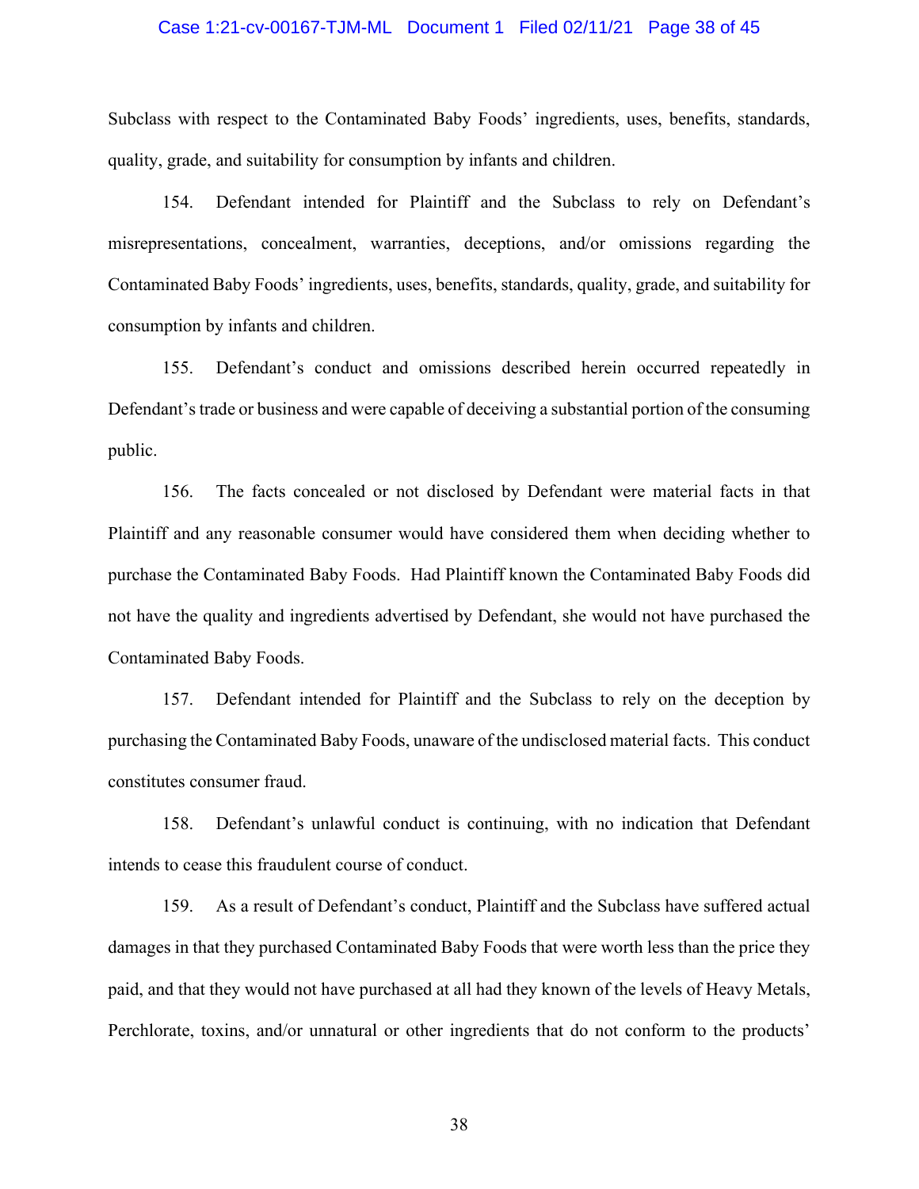Subclass with respect to the Contaminated Baby Foods' ingredients, uses, benefits, standards, quality, grade, and suitability for consumption by infants and children.

154. Defendant intended for Plaintiff and the Subclass to rely on Defendant's misrepresentations, concealment, warranties, deceptions, and/or omissions regarding the Contaminated Baby Foods' ingredients, uses, benefits, standards, quality, grade, and suitability for consumption by infants and children.

155. Defendant's conduct and omissions described herein occurred repeatedly in Defendant's trade or business and were capable of deceiving a substantial portion of the consuming public.

156. The facts concealed or not disclosed by Defendant were material facts in that Plaintiff and any reasonable consumer would have considered them when deciding whether to purchase the Contaminated Baby Foods. Had Plaintiff known the Contaminated Baby Foods did not have the quality and ingredients advertised by Defendant, she would not have purchased the Contaminated Baby Foods.

157. Defendant intended for Plaintiff and the Subclass to rely on the deception by purchasing the Contaminated Baby Foods, unaware of the undisclosed material facts. This conduct constitutes consumer fraud.

158. Defendant's unlawful conduct is continuing, with no indication that Defendant intends to cease this fraudulent course of conduct.

159. As a result of Defendant's conduct, Plaintiff and the Subclass have suffered actual damages in that they purchased Contaminated Baby Foods that were worth less than the price they paid, and that they would not have purchased at all had they known of the levels of Heavy Metals, Perchlorate, toxins, and/or unnatural or other ingredients that do not conform to the products'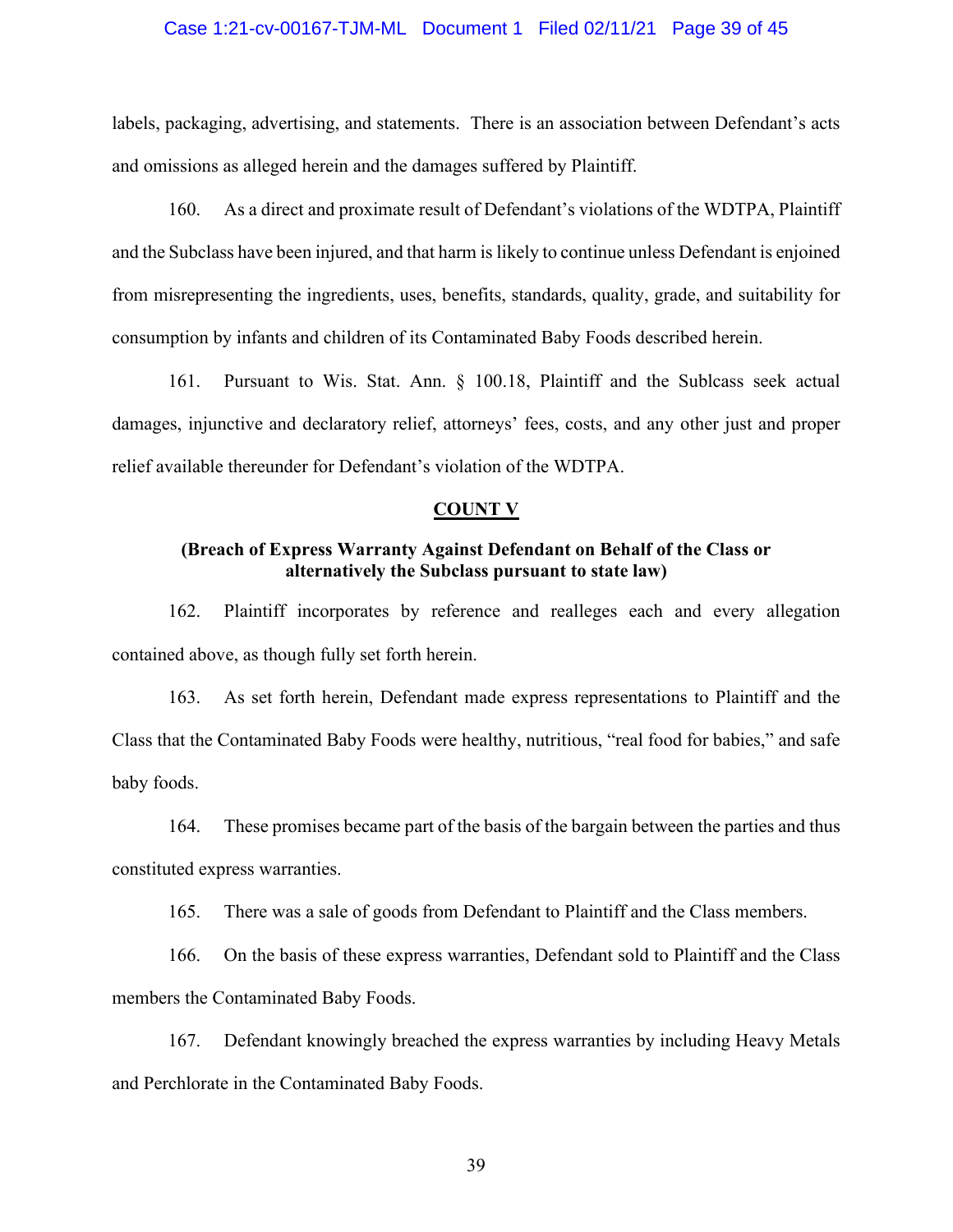labels, packaging, advertising, and statements. There is an association between Defendant's acts and omissions as alleged herein and the damages suffered by Plaintiff.

160. As a direct and proximate result of Defendant's violations of the WDTPA, Plaintiff and the Subclass have been injured, and that harm is likely to continue unless Defendant is enjoined from misrepresenting the ingredients, uses, benefits, standards, quality, grade, and suitability for consumption by infants and children of its Contaminated Baby Foods described herein.

161. Pursuant to Wis. Stat. Ann. § 100.18, Plaintiff and the Sublcass seek actual damages, injunctive and declaratory relief, attorneys' fees, costs, and any other just and proper relief available thereunder for Defendant's violation of the WDTPA.

## <u>COUNT V</u>

### (Breach of Express Warranty Against Defendant on Behalf of the Class or alternatively the Subclass pursuant to state law)

162. Plaintiff incorporates by reference and realleges each and every allegation contained above, as though fully set forth herein.

163. As set forth herein, Defendant made express representations to Plaintiff and the Class that the Contaminated Baby Foods were healthy, nutritious, "real food for babies," and safe baby foods.

164. These promises became part of the basis of the bargain between the parties and thus constituted express warranties.

165. There was a sale of goods from Defendant to Plaintiff and the Class members.

166. On the basis of these express warranties, Defendant sold to Plaintiff and the Class members the Contaminated Baby Foods.

167. Defendant knowingly breached the express warranties by including Heavy Metals and Perchlorate in the Contaminated Baby Foods.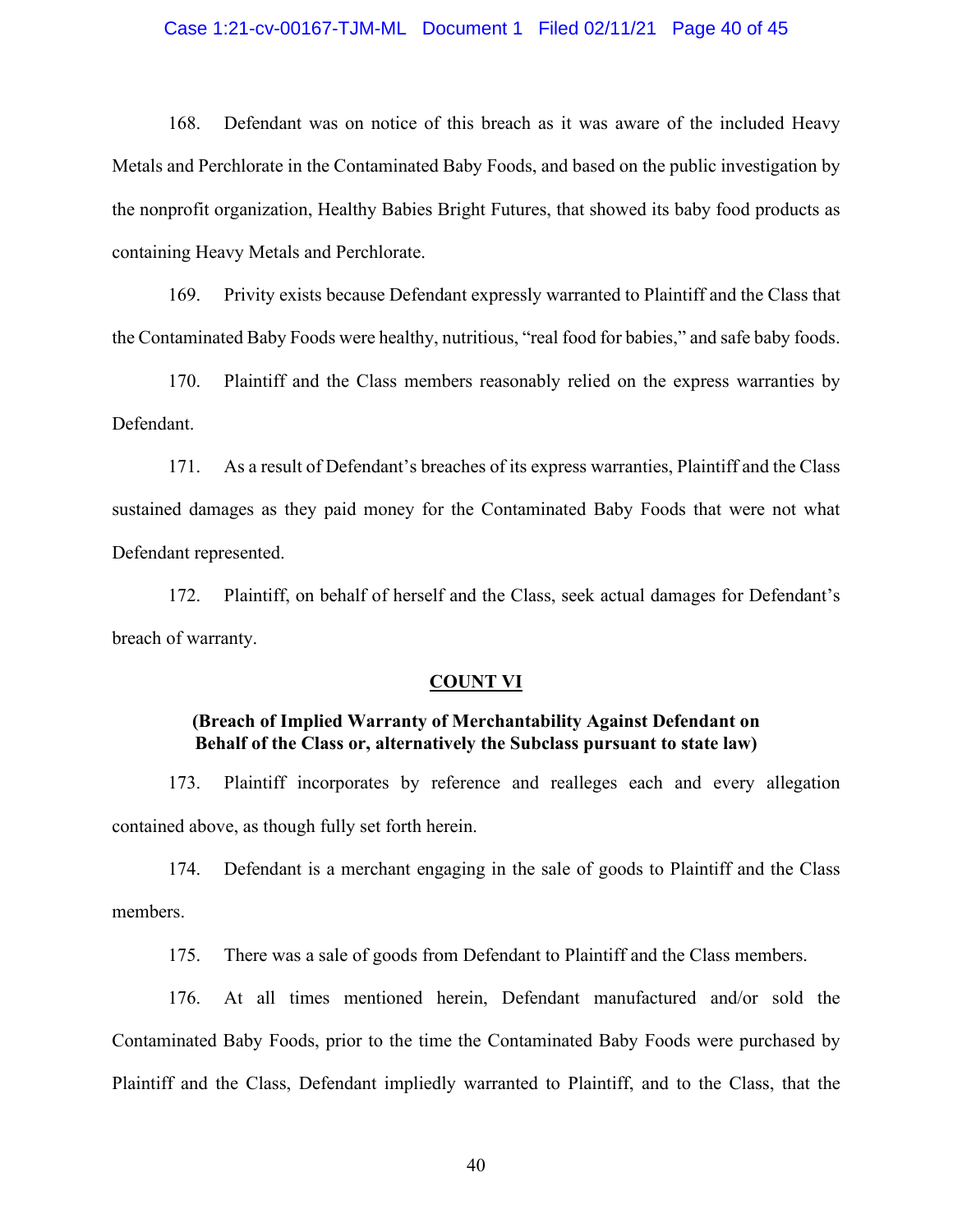168. Defendant was on notice of this breach as it was aware of the included Heavy Metals and Perchlorate in the Contaminated Baby Foods, and based on the public investigation by the nonprofit organization, Healthy Babies Bright Futures, that showed its baby food products as containing Heavy Metals and Perchlorate.

169. Privity exists because Defendant expressly warranted to Plaintiff and the Class that the Contaminated Baby Foods were healthy, nutritious, "real food for babies," and safe baby foods.

170. Plaintiff and the Class members reasonably relied on the express warranties by Defendant.

171. As a result of Defendant's breaches of its express warranties, Plaintiff and the Class sustained damages as they paid money for the Contaminated Baby Foods that were not what Defendant represented.

172. Plaintiff, on behalf of herself and the Class, seek actual damages for Defendant's breach of warranty.

## COUNT VI

### (Breach of Implied Warranty of Merchantability Against Defendant on Behalf of the Class or, alternatively the Subclass pursuant to state law)

173. Plaintiff incorporates by reference and realleges each and every allegation contained above, as though fully set forth herein.

174. Defendant is a merchant engaging in the sale of goods to Plaintiff and the Class members.

175. There was a sale of goods from Defendant to Plaintiff and the Class members.

176. At all times mentioned herein, Defendant manufactured and/or sold the Contaminated Baby Foods, prior to the time the Contaminated Baby Foods were purchased by Plaintiff and the Class, Defendant impliedly warranted to Plaintiff, and to the Class, that the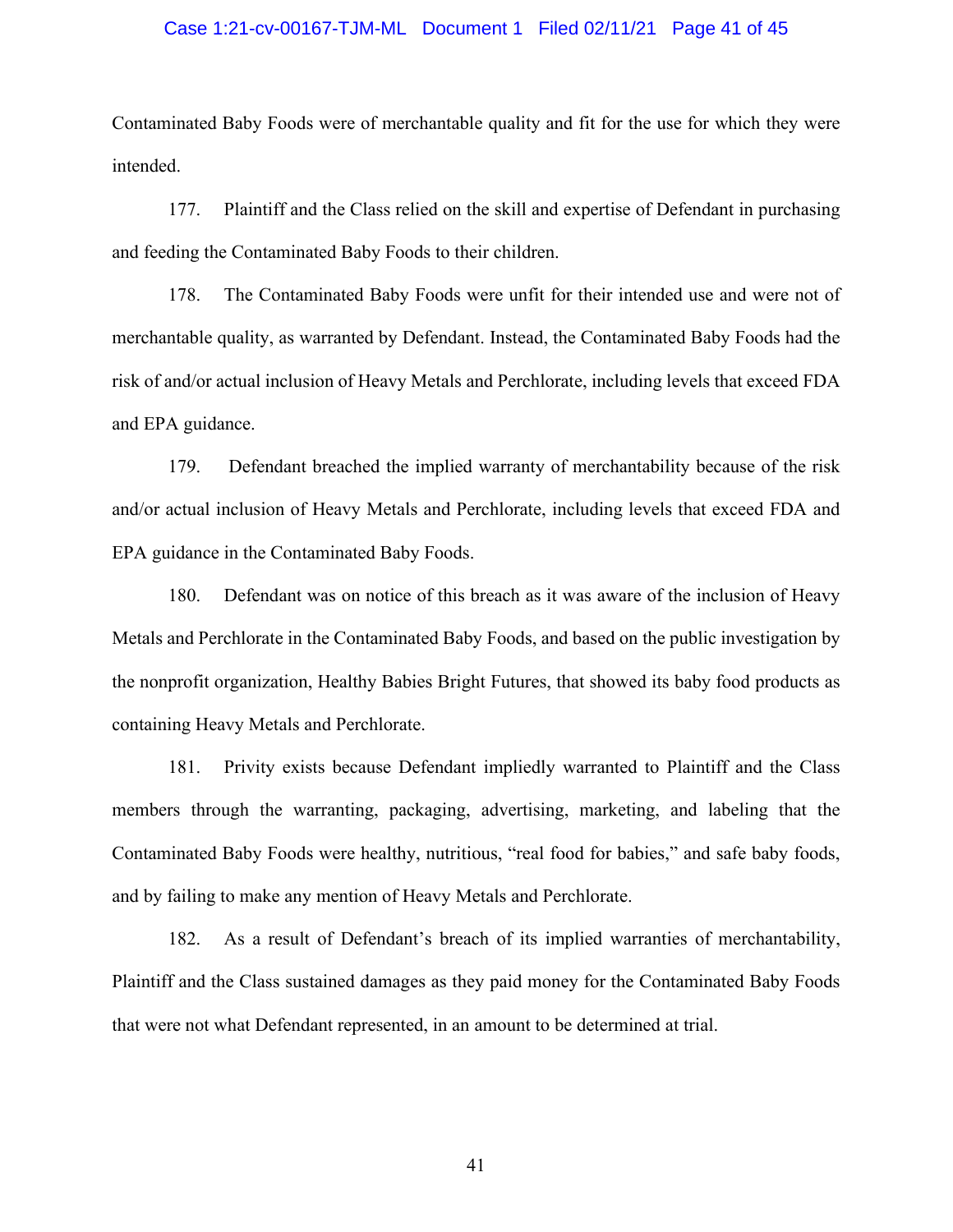Contaminated Baby Foods were of merchantable quality and fit for the use for which they were intended.

177. Plaintiff and the Class relied on the skill and expertise of Defendant in purchasing and feeding the Contaminated Baby Foods to their children.

178. The Contaminated Baby Foods were unfit for their intended use and were not of merchantable quality, as warranted by Defendant. Instead, the Contaminated Baby Foods had the risk of and/or actual inclusion of Heavy Metals and Perchlorate, including levels that exceed FDA and EPA guidance.

179. Defendant breached the implied warranty of merchantability because of the risk and/or actual inclusion of Heavy Metals and Perchlorate, including levels that exceed FDA and EPA guidance in the Contaminated Baby Foods.

180. Defendant was on notice of this breach as it was aware of the inclusion of Heavy Metals and Perchlorate in the Contaminated Baby Foods, and based on the public investigation by the nonprofit organization, Healthy Babies Bright Futures, that showed its baby food products as containing Heavy Metals and Perchlorate.

181. Privity exists because Defendant impliedly warranted to Plaintiff and the Class members through the warranting, packaging, advertising, marketing, and labeling that the Contaminated Baby Foods were healthy, nutritious, "real food for babies," and safe baby foods, and by failing to make any mention of Heavy Metals and Perchlorate.

182. As a result of Defendant's breach of its implied warranties of merchantability, Plaintiff and the Class sustained damages as they paid money for the Contaminated Baby Foods that were not what Defendant represented, in an amount to be determined at trial.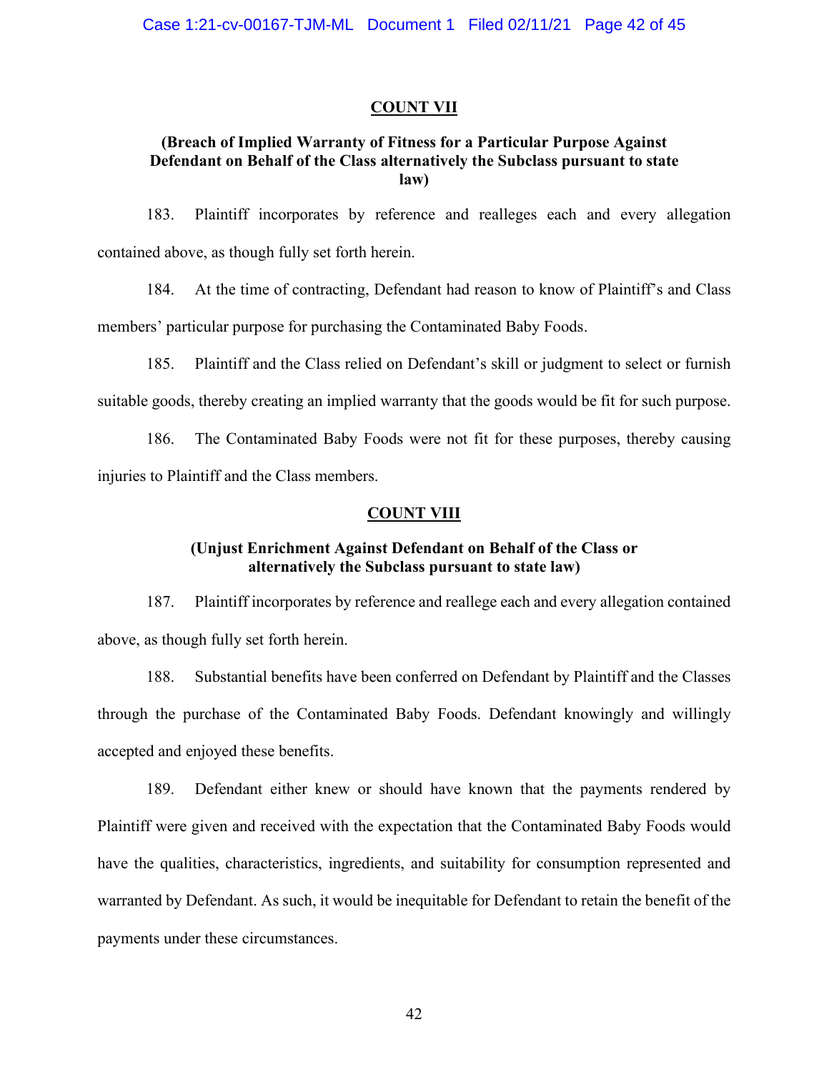## COUNT VII

### (Breach of Implied Warranty of Fitness for a Particular Purpose Against Defendant on Behalf of the Class alternatively the Subclass pursuant to state law)

183. Plaintiff incorporates by reference and realleges each and every allegation contained above, as though fully set forth herein.

184. At the time of contracting, Defendant had reason to know of Plaintiff's and Class members' particular purpose for purchasing the Contaminated Baby Foods.

185. Plaintiff and the Class relied on Defendant's skill or judgment to select or furnish suitable goods, thereby creating an implied warranty that the goods would be fit for such purpose.

186. The Contaminated Baby Foods were not fit for these purposes, thereby causing injuries to Plaintiff and the Class members.

## COUNT VIII

### (Unjust Enrichment Against Defendant on Behalf of the Class or alternatively the Subclass pursuant to state law)

187. Plaintiff incorporates by reference and reallege each and every allegation contained above, as though fully set forth herein.

188. Substantial benefits have been conferred on Defendant by Plaintiff and the Classes through the purchase of the Contaminated Baby Foods. Defendant knowingly and willingly accepted and enjoyed these benefits.

189. Defendant either knew or should have known that the payments rendered by Plaintiff were given and received with the expectation that the Contaminated Baby Foods would have the qualities, characteristics, ingredients, and suitability for consumption represented and warranted by Defendant. As such, it would be inequitable for Defendant to retain the benefit of the payments under these circumstances.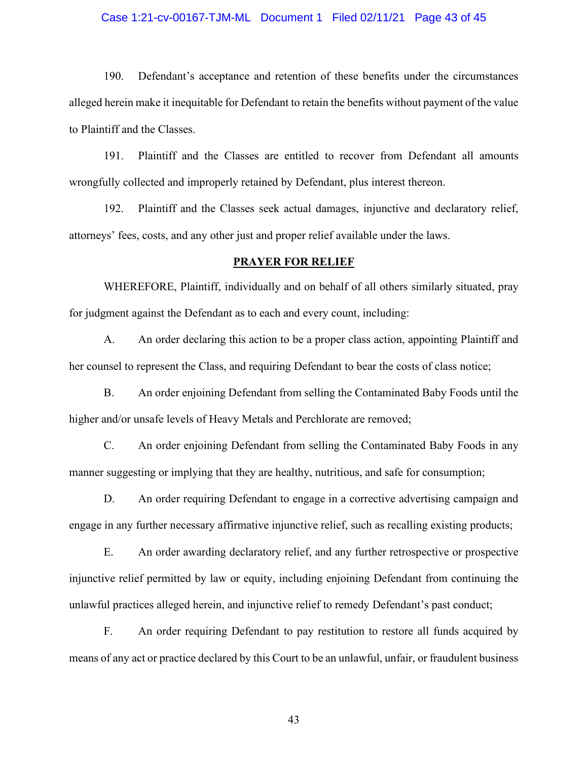190. Defendant's acceptance and retention of these benefits under the circumstances alleged herein make it inequitable for Defendant to retain the benefits without payment of the value to Plaintiff and the Classes.

191. Plaintiff and the Classes are entitled to recover from Defendant all amounts wrongfully collected and improperly retained by Defendant, plus interest thereon.

192. Plaintiff and the Classes seek actual damages, injunctive and declaratory relief, attorneys' fees, costs, and any other just and proper relief available under the laws.

## PRAYER FOR RELIEF

WHEREFORE, Plaintiff, individually and on behalf of all others similarly situated, pray for judgment against the Defendant as to each and every count, including:

A. An order declaring this action to be a proper class action, appointing Plaintiff and her counsel to represent the Class, and requiring Defendant to bear the costs of class notice;

B. An order enjoining Defendant from selling the Contaminated Baby Foods until the higher and/or unsafe levels of Heavy Metals and Perchlorate are removed;

C. An order enjoining Defendant from selling the Contaminated Baby Foods in any manner suggesting or implying that they are healthy, nutritious, and safe for consumption;

D. An order requiring Defendant to engage in a corrective advertising campaign and engage in any further necessary affirmative injunctive relief, such as recalling existing products;

E. An order awarding declaratory relief, and any further retrospective or prospective injunctive relief permitted by law or equity, including enjoining Defendant from continuing the unlawful practices alleged herein, and injunctive relief to remedy Defendant's past conduct;

F. An order requiring Defendant to pay restitution to restore all funds acquired by means of any act or practice declared by this Court to be an unlawful, unfair, or fraudulent business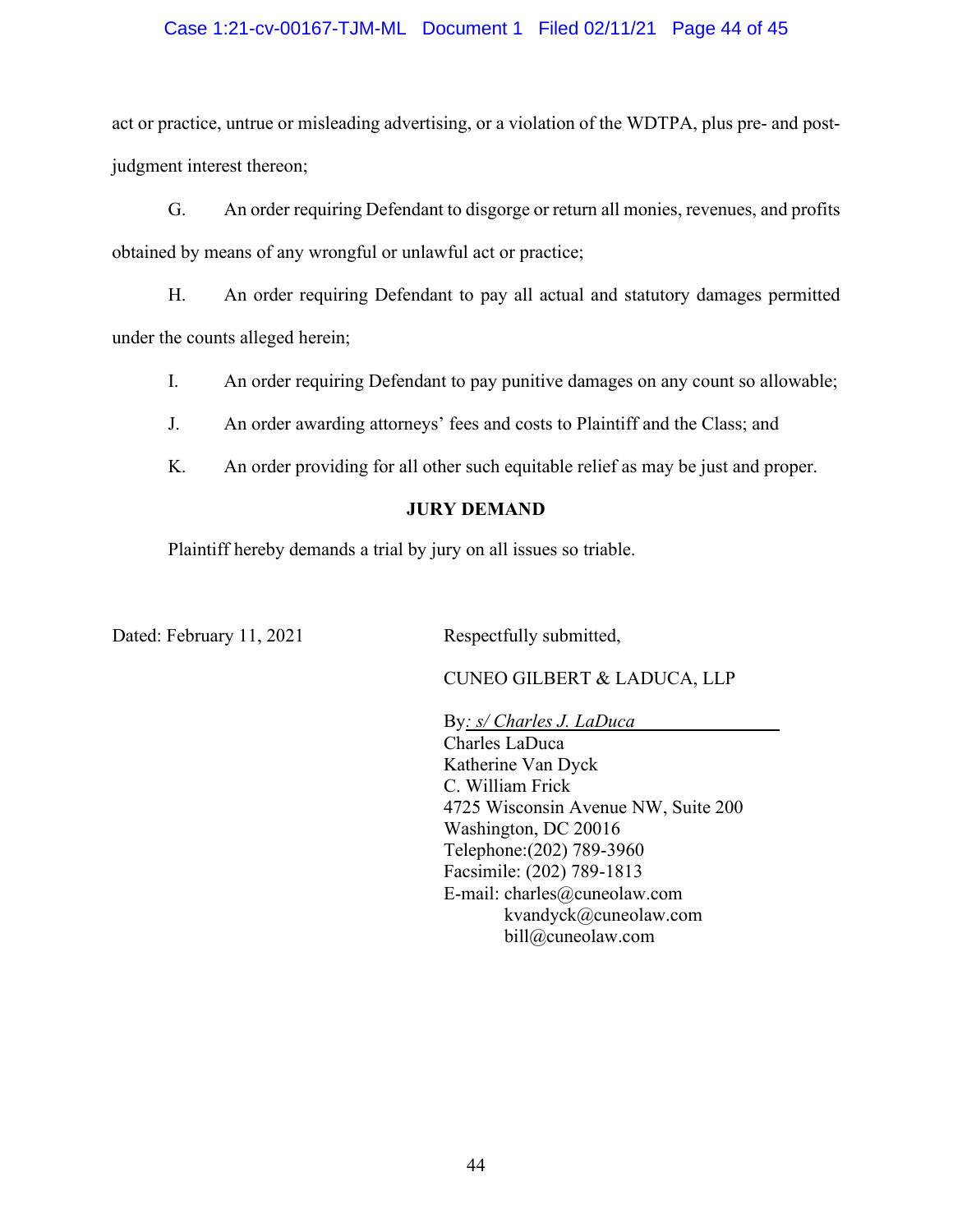act or practice, untrue or misleading advertising, or a violation of the WDTPA, plus pre- and post-judgment interest thereon;

G. An order requiring Defendant to disgorge or return all monies, revenues, and profits obtained by means of any wrongful or unlawful act or practice;

H. An order requiring Defendant to pay all actual and statutory damages permitted under the counts alleged herein;

I. An order requiring Defendant to pay punitive damages on any count so allowable;

J. An order awarding attorneys' fees and costs to Plaintiff and the Class; and

K. An order providing for all other such equitable relief as may be just and proper.

**JURY DEMAND**

Plaintiff hereby demands a trial by jury on all issues so triable.

Dated: February 11, 2021

Respectfully submitted,

CUNEO GILBERT & LADUCA, LLP

By: *s/ Charles J. LaDuca*
Charles LaDuca
Katherine Van Dyck
C. William Frick
4725 Wisconsin Avenue NW, Suite 200
Washington, DC 20016
Telephone:(202) 789-3960
Facsimile: (202) 789-1813
E-mail: charles@cuneolaw.com
kvandyck@cuneolaw.com
bill@cuneolaw.com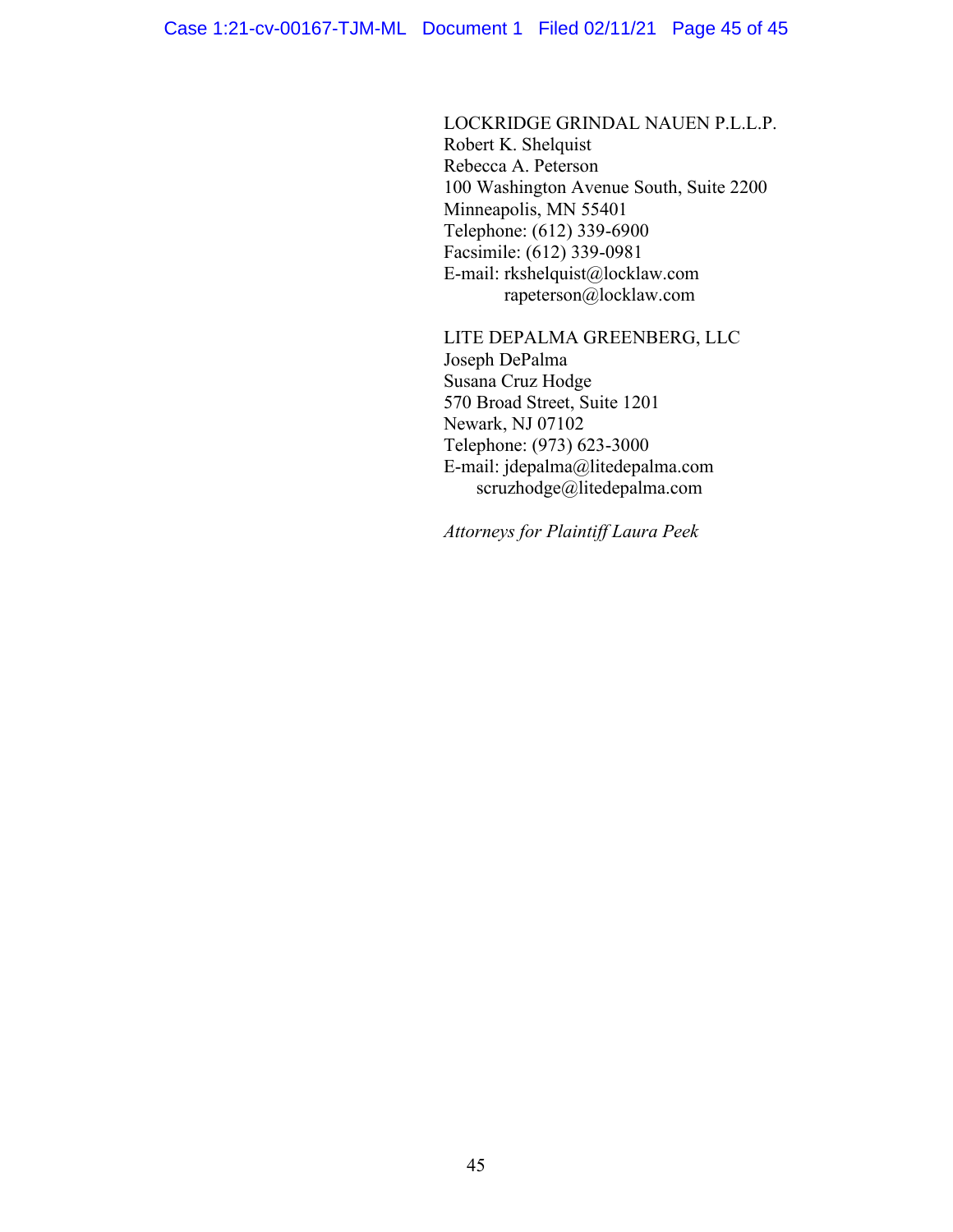LOCKRIDGE GRINDAL NAUEN P.L.L.P.
Robert K. Shelquist
Rebecca A. Peterson
100 Washington Avenue South, Suite 2200
Minneapolis, MN 55401
Telephone: (612) 339-6900
Facsimile: (612) 339-0981
E-mail: rkshelquist@locklaw.com
rapeterson@locklaw.com

LITE DEPALMA GREENBERG, LLC
Joseph DePalma
Susana Cruz Hodge
570 Broad Street, Suite 1201
Newark, NJ 07102
Telephone: (973) 623-3000
E-mail: jdepalma@litedepalma.com
scruzhodge@litedepalma.com

*Attorneys for Plaintiff Laura Peek*